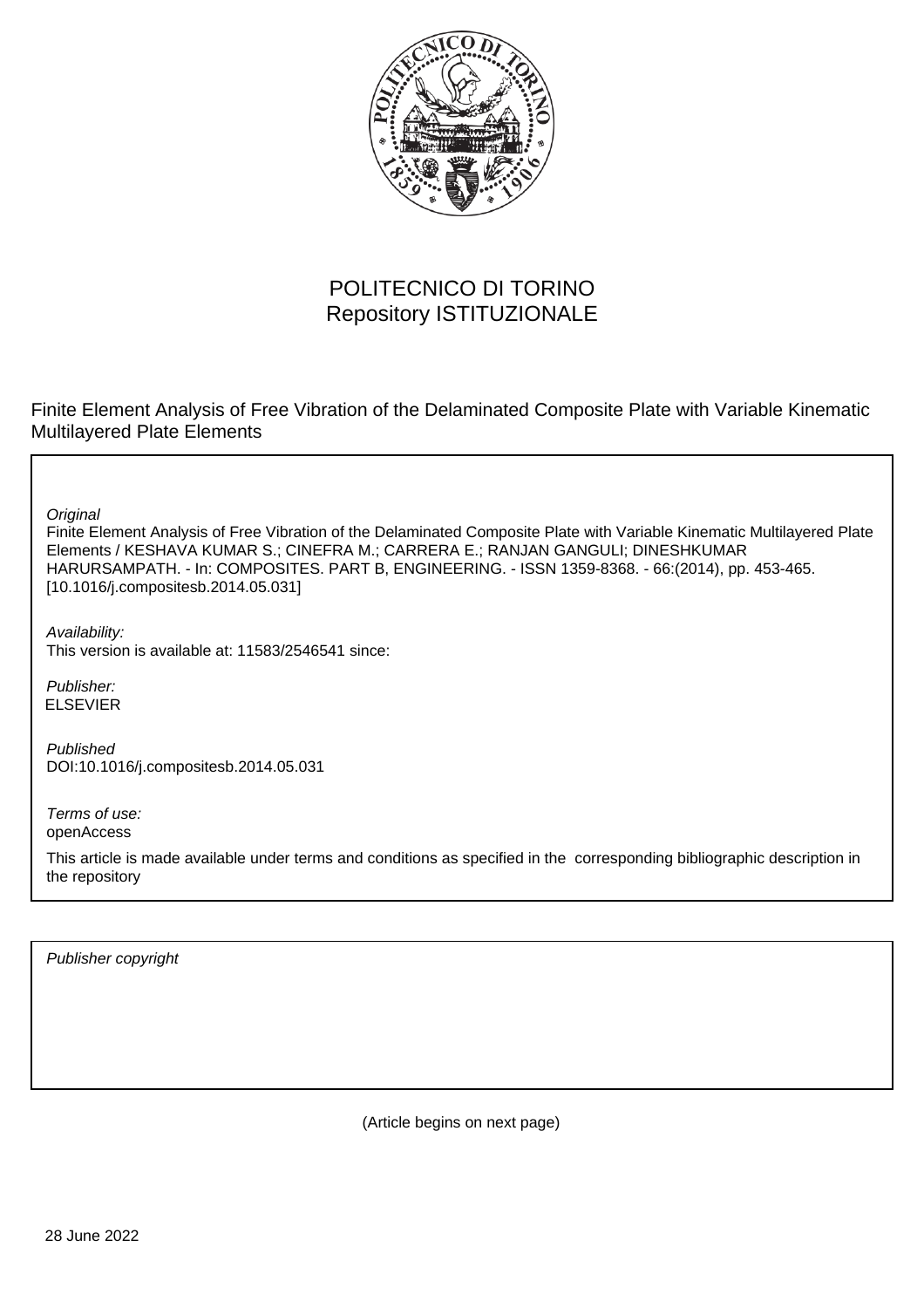POLITECNICO DI TORINO
Repository ISTITUZIONALE

Finite Element Analysis of Free Vibration of the Delaminated Composite Plate with Variable Kinematic Multilayered Plate Elements

*Original*
Finite Element Analysis of Free Vibration of the Delaminated Composite Plate with Variable Kinematic Multilayered Plate Elements / KESHAVA KUMAR S.; CINEFRA M.; CARRERA E.; RANJAN GANGULI; DINESHKUMAR HARURSAMPATH. - In: COMPOSITES. PART B, ENGINEERING. - ISSN 1359-8368. - 66:(2014), pp. 453-465. [10.1016/j.compositesb.2014.05.031]

*Availability:*
This version is available at: 11583/2546541 since:

*Publisher:*
ELSEVIER

*Published*
DOI:10.1016/j.compositesb.2014.05.031

*Terms of use:*
openAccess

This article is made available under terms and conditions as specified in the corresponding bibliographic description in the repository

*Publisher copyright*

(Article begins on next page)

28 June 2022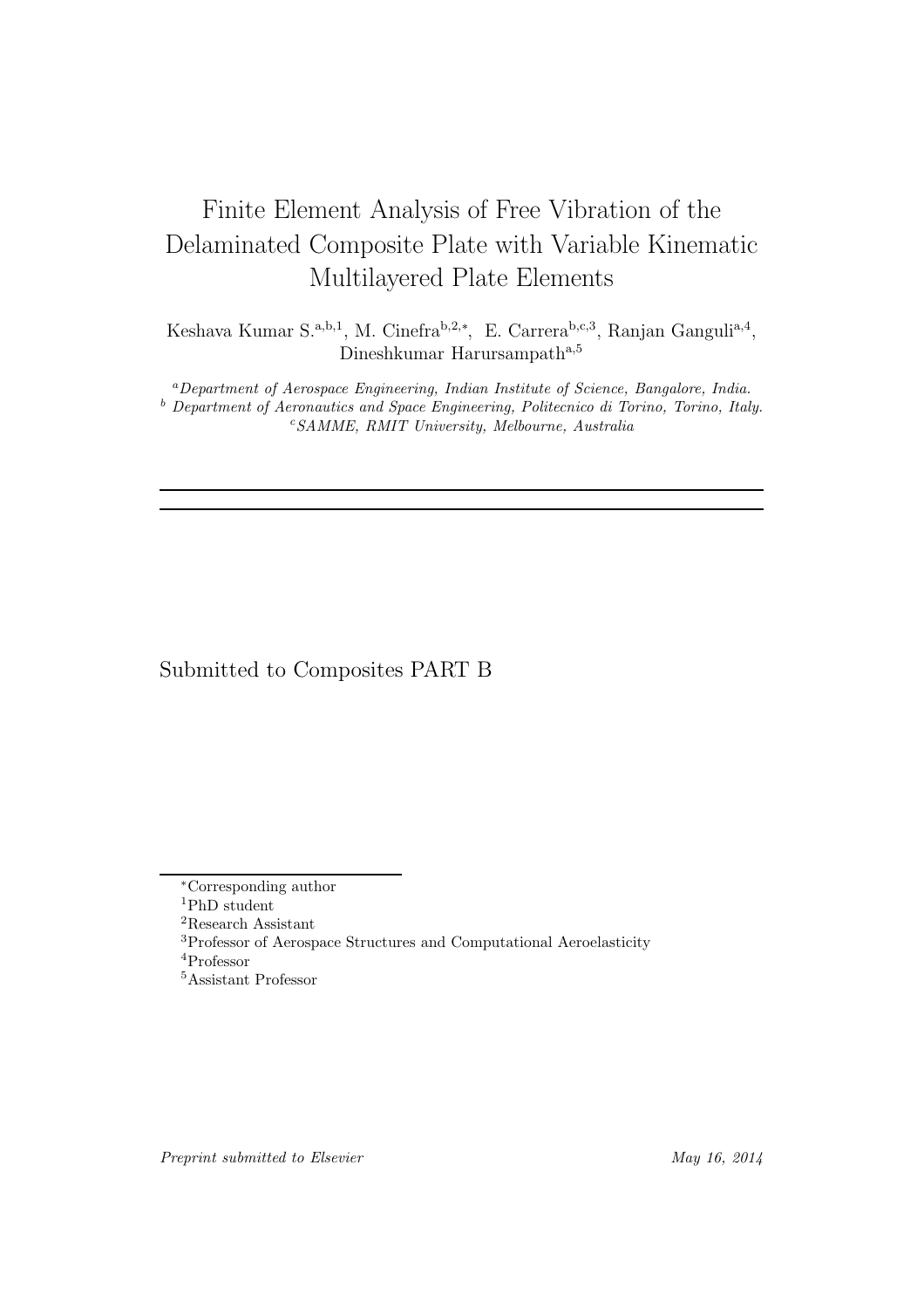# Finite Element Analysis of Free Vibration of the Delaminated Composite Plate with Variable Kinematic Multilayered Plate Elements

Keshava Kumar S.[a,b,1], M. Cinefra[b,2,*], E. Carrera[b,c,3], Ranjan Ganguli[a,4], Dineshkumar Harursampath[a,5]

[a]*Department of Aerospace Engineering, Indian Institute of Science, Bangalore, India.*
[b] *Department of Aeronautics and Space Engineering, Politecnico di Torino, Torino, Italy.*
[c]*SAMME, RMIT University, Melbourne, Australia*

---

Submitted to Composites PART B

[*]Corresponding author
[1]PhD student
[2]Research Assistant
[3]Professor of Aerospace Structures and Computational Aeroelasticity
[4]Professor
[5]Assistant Professor

*Preprint submitted to Elsevier* *May 16, 2014*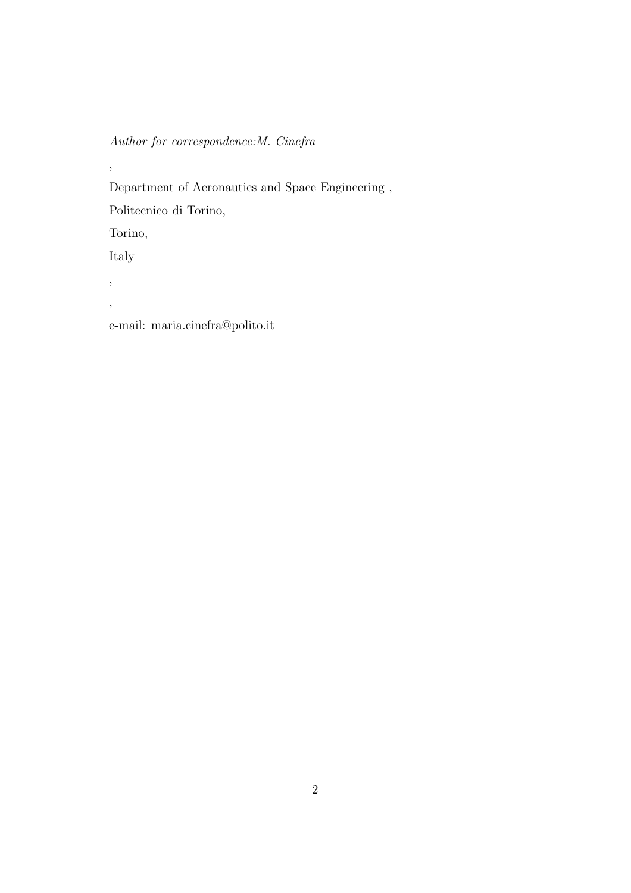*Author for correspondence:M. Cinefra*

,

Department of Aeronautics and Space Engineering ,

Politecnico di Torino,

Torino,

Italy

,

,

e-mail: maria.cinefra@polito.it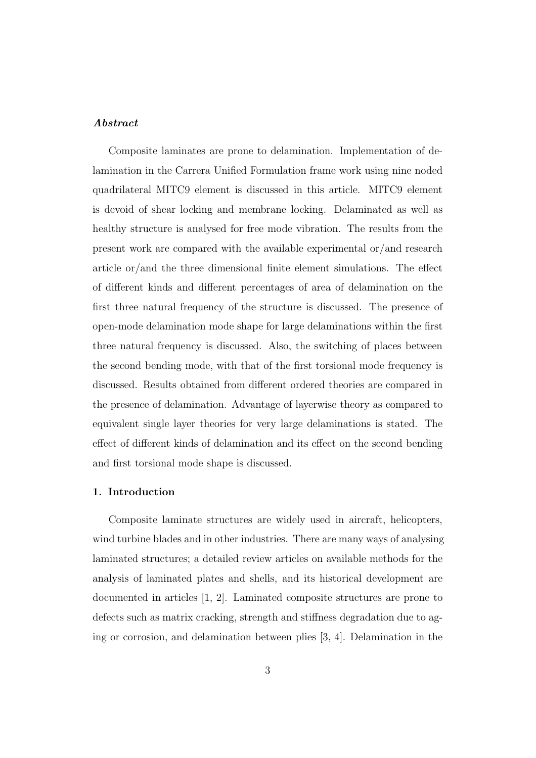***Abstract***

Composite laminates are prone to delamination. Implementation of delamination in the Carrera Unified Formulation frame work using nine noded quadrilateral MITC9 element is discussed in this article. MITC9 element is devoid of shear locking and membrane locking. Delaminated as well as healthy structure is analysed for free mode vibration. The results from the present work are compared with the available experimental or/and research article or/and the three dimensional finite element simulations. The effect of different kinds and different percentages of area of delamination on the first three natural frequency of the structure is discussed. The presence of open-mode delamination mode shape for large delaminations within the first three natural frequency is discussed. Also, the switching of places between the second bending mode, with that of the first torsional mode frequency is discussed. Results obtained from different ordered theories are compared in the presence of delamination. Advantage of layerwise theory as compared to equivalent single layer theories for very large delaminations is stated. The effect of different kinds of delamination and its effect on the second bending and first torsional mode shape is discussed.

## 1. Introduction

Composite laminate structures are widely used in aircraft, helicopters, wind turbine blades and in other industries. There are many ways of analysing laminated structures; a detailed review articles on available methods for the analysis of laminated plates and shells, and its historical development are documented in articles [1, 2]. Laminated composite structures are prone to defects such as matrix cracking, strength and stiffness degradation due to aging or corrosion, and delamination between plies [3, 4]. Delamination in the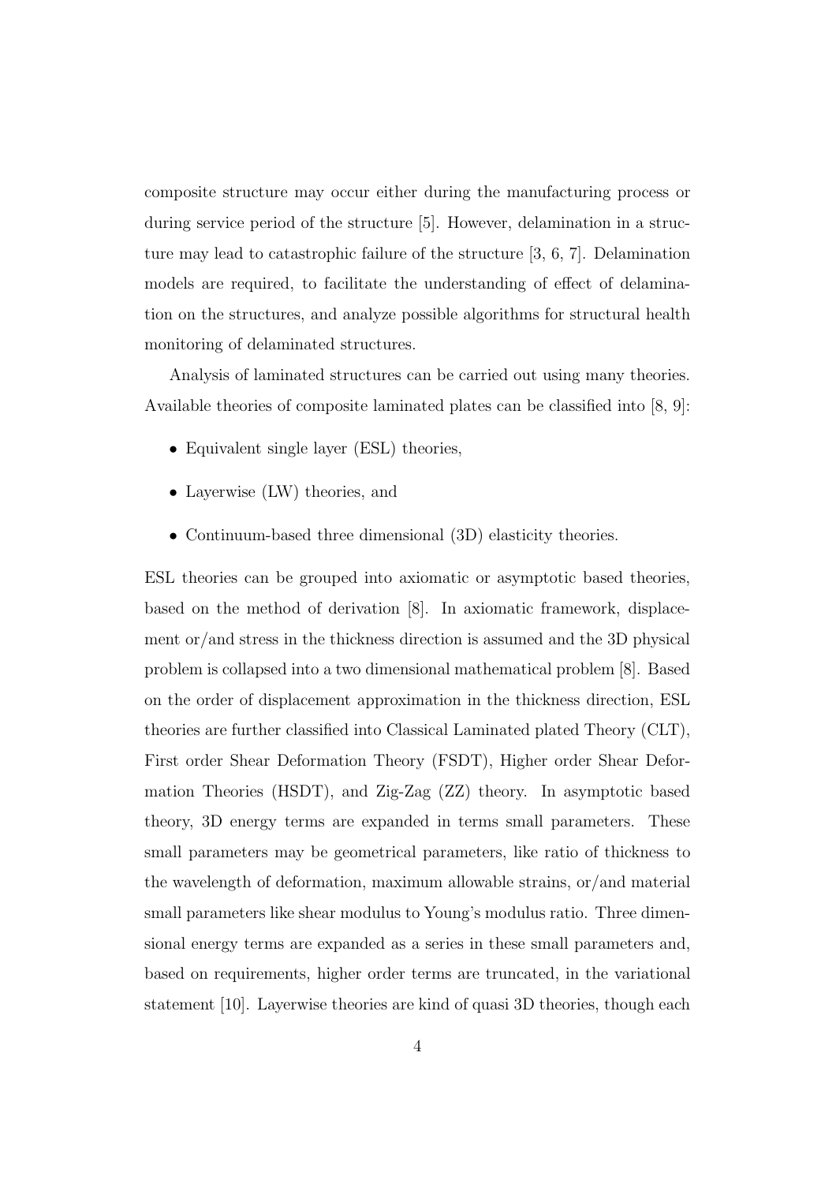composite structure may occur either during the manufacturing process or during service period of the structure [5]. However, delamination in a structure may lead to catastrophic failure of the structure [3, 6, 7]. Delamination models are required, to facilitate the understanding of effect of delamination on the structures, and analyze possible algorithms for structural health monitoring of delaminated structures.

Analysis of laminated structures can be carried out using many theories. Available theories of composite laminated plates can be classified into [8, 9]:

- Equivalent single layer (ESL) theories,
- Layerwise (LW) theories, and
- Continuum-based three dimensional (3D) elasticity theories.

ESL theories can be grouped into axiomatic or asymptotic based theories, based on the method of derivation [8]. In axiomatic framework, displacement or/and stress in the thickness direction is assumed and the 3D physical problem is collapsed into a two dimensional mathematical problem [8]. Based on the order of displacement approximation in the thickness direction, ESL theories are further classified into Classical Laminated plated Theory (CLT), First order Shear Deformation Theory (FSDT), Higher order Shear Deformation Theories (HSDT), and Zig-Zag (ZZ) theory. In asymptotic based theory, 3D energy terms are expanded in terms small parameters. These small parameters may be geometrical parameters, like ratio of thickness to the wavelength of deformation, maximum allowable strains, or/and material small parameters like shear modulus to Young's modulus ratio. Three dimensional energy terms are expanded as a series in these small parameters and, based on requirements, higher order terms are truncated, in the variational statement [10]. Layerwise theories are kind of quasi 3D theories, though each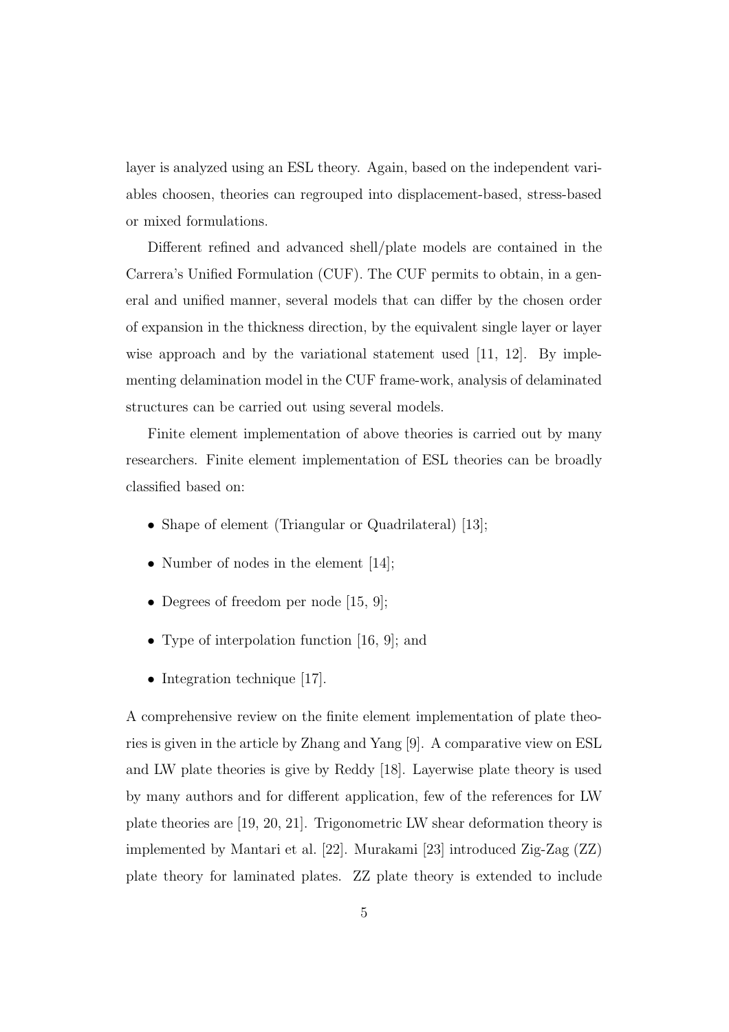layer is analyzed using an ESL theory. Again, based on the independent variables choosen, theories can regrouped into displacement-based, stress-based or mixed formulations.

Different refined and advanced shell/plate models are contained in the Carrera's Unified Formulation (CUF). The CUF permits to obtain, in a general and unified manner, several models that can differ by the chosen order of expansion in the thickness direction, by the equivalent single layer or layer wise approach and by the variational statement used [11, 12]. By implementing delamination model in the CUF frame-work, analysis of delaminated structures can be carried out using several models.

Finite element implementation of above theories is carried out by many researchers. Finite element implementation of ESL theories can be broadly classified based on:

- Shape of element (Triangular or Quadrilateral) [13];
- Number of nodes in the element [14];
- Degrees of freedom per node [15, 9];
- Type of interpolation function [16, 9]; and
- Integration technique [17].

A comprehensive review on the finite element implementation of plate theories is given in the article by Zhang and Yang [9]. A comparative view on ESL and LW plate theories is give by Reddy [18]. Layerwise plate theory is used by many authors and for different application, few of the references for LW plate theories are [19, 20, 21]. Trigonometric LW shear deformation theory is implemented by Mantari et al. [22]. Murakami [23] introduced Zig-Zag (ZZ) plate theory for laminated plates. ZZ plate theory is extended to include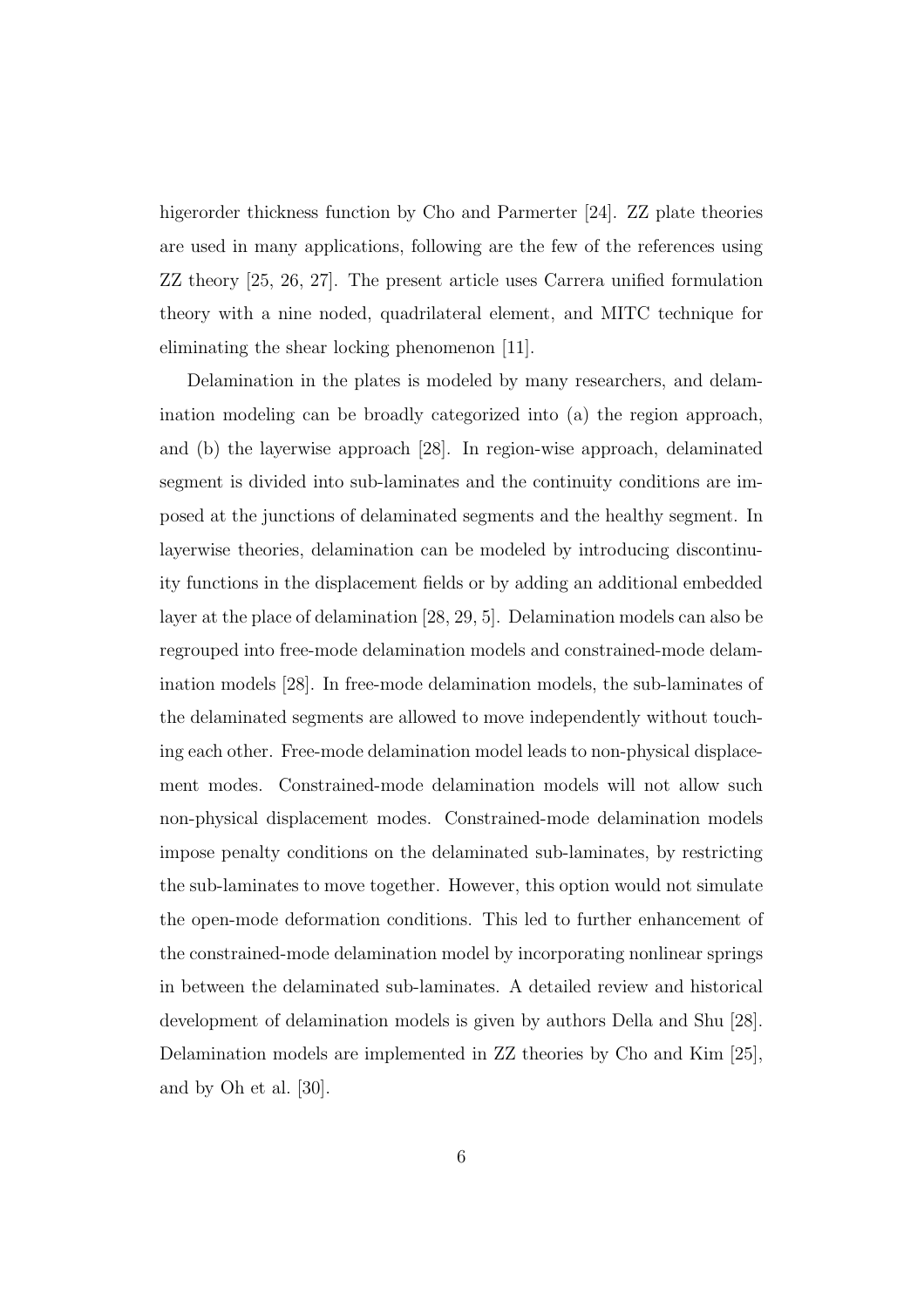higerorder thickness function by Cho and Parmerter [24]. ZZ plate theories are used in many applications, following are the few of the references using ZZ theory [25, 26, 27]. The present article uses Carrera unified formulation theory with a nine noded, quadrilateral element, and MITC technique for eliminating the shear locking phenomenon [11].

Delamination in the plates is modeled by many researchers, and delamination modeling can be broadly categorized into (a) the region approach, and (b) the layerwise approach [28]. In region-wise approach, delaminated segment is divided into sub-laminates and the continuity conditions are imposed at the junctions of delaminated segments and the healthy segment. In layerwise theories, delamination can be modeled by introducing discontinuity functions in the displacement fields or by adding an additional embedded layer at the place of delamination [28, 29, 5]. Delamination models can also be regrouped into free-mode delamination models and constrained-mode delamination models [28]. In free-mode delamination models, the sub-laminates of the delaminated segments are allowed to move independently without touching each other. Free-mode delamination model leads to non-physical displacement modes. Constrained-mode delamination models will not allow such non-physical displacement modes. Constrained-mode delamination models impose penalty conditions on the delaminated sub-laminates, by restricting the sub-laminates to move together. However, this option would not simulate the open-mode deformation conditions. This led to further enhancement of the constrained-mode delamination model by incorporating nonlinear springs in between the delaminated sub-laminates. A detailed review and historical development of delamination models is given by authors Della and Shu [28]. Delamination models are implemented in ZZ theories by Cho and Kim [25], and by Oh et al. [30].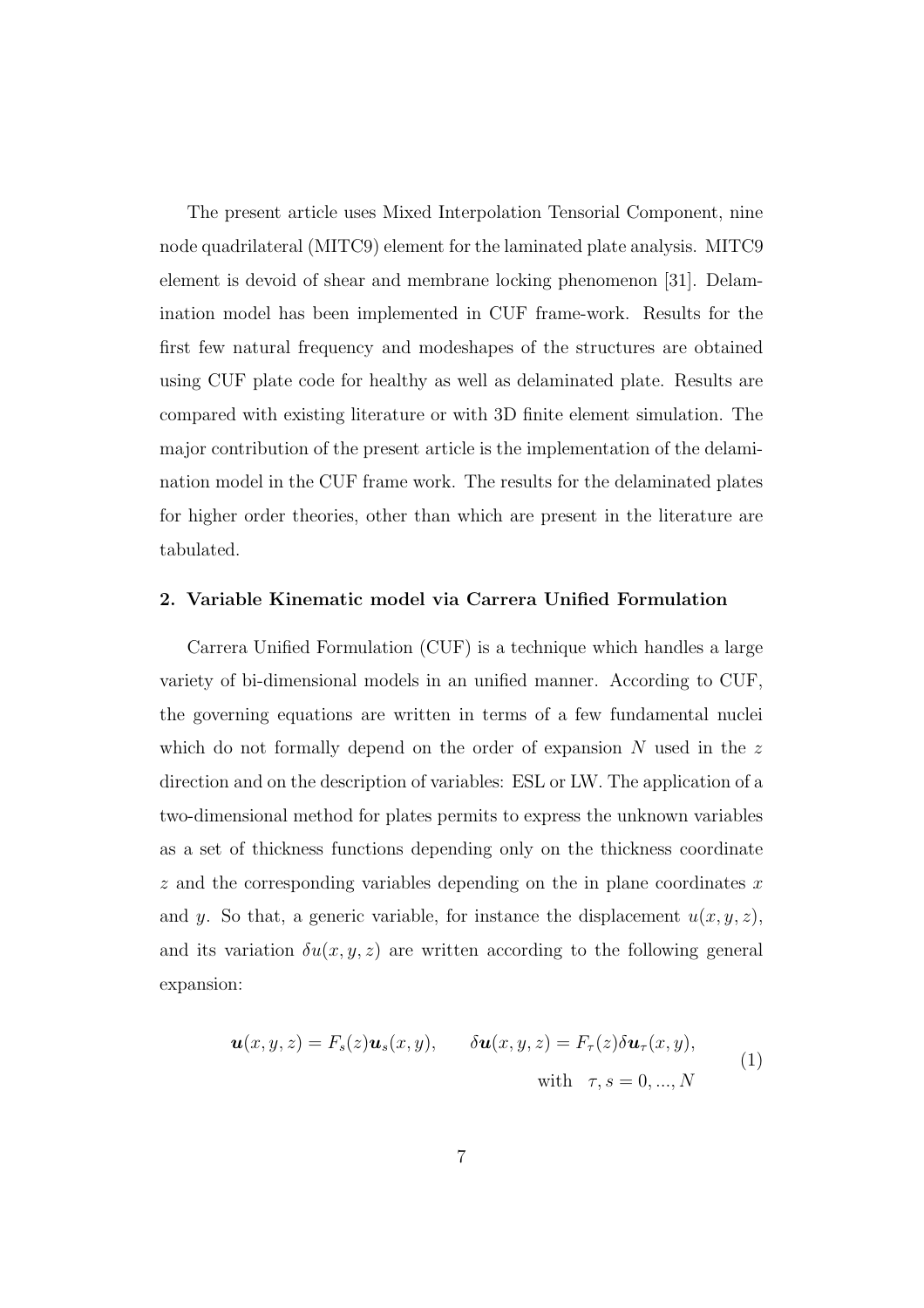The present article uses Mixed Interpolation Tensorial Component, nine node quadrilateral (MITC9) element for the laminated plate analysis. MITC9 element is devoid of shear and membrane locking phenomenon [31]. Delamination model has been implemented in CUF frame-work. Results for the first few natural frequency and modeshapes of the structures are obtained using CUF plate code for healthy as well as delaminated plate. Results are compared with existing literature or with 3D finite element simulation. The major contribution of the present article is the implementation of the delamination model in the CUF frame work. The results for the delaminated plates for higher order theories, other than which are present in the literature are tabulated.

## 2. Variable Kinematic model via Carrera Unified Formulation

Carrera Unified Formulation (CUF) is a technique which handles a large variety of bi-dimensional models in an unified manner. According to CUF, the governing equations are written in terms of a few fundamental nuclei which do not formally depend on the order of expansion $N$ used in the $z$ direction and on the description of variables: ESL or LW. The application of a two-dimensional method for plates permits to express the unknown variables as a set of thickness functions depending only on the thickness coordinate $z$ and the corresponding variables depending on the in plane coordinates $x$ and $y$. So that, a generic variable, for instance the displacement $u(x, y, z)$, and its variation $\delta u(x, y, z)$ are written according to the following general expansion:

$$
\boldsymbol{u}(x, y, z) = F_s(z)\boldsymbol{u}_s(x, y), \qquad \delta\boldsymbol{u}(x, y, z) = F_\tau(z)\delta\boldsymbol{u}_\tau(x, y), \qquad \text{with} \quad \tau, s = 0, ..., N \tag{1}
$$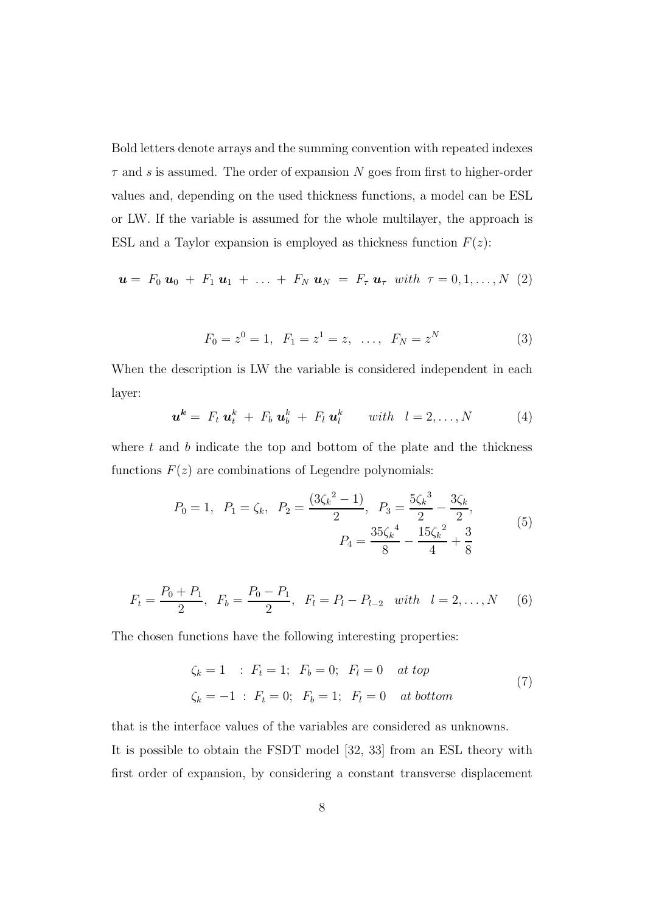Bold letters denote arrays and the summing convention with repeated indexes $\tau$ and $s$ is assumed. The order of expansion $N$ goes from first to higher-order values and, depending on the used thickness functions, a model can be ESL or LW. If the variable is assumed for the whole multilayer, the approach is ESL and a Taylor expansion is employed as thickness function $F(z)$:

$$\boldsymbol{u} = F_0 \, \boldsymbol{u}_0 \; + \; F_1 \, \boldsymbol{u}_1 \; + \; \ldots \; + \; F_N \, \boldsymbol{u}_N \; = \; F_\tau \, \boldsymbol{u}_\tau \;\; with \;\; \tau = 0, 1, \ldots, N \quad (2)$$

$$F_0 = z^0 = 1, \;\; F_1 = z^1 = z, \;\; \ldots, \;\; F_N = z^N \quad (3)$$

When the description is LW the variable is considered independent in each layer:

$$\boldsymbol{u^k} = \; F_t \, \boldsymbol{u}_t^k \; + \; F_b \, \boldsymbol{u}_b^k \; + \; F_l \, \boldsymbol{u}_l^k \qquad with \quad l = 2, \ldots, N \quad (4)$$

where $t$ and $b$ indicate the top and bottom of the plate and the thickness functions $F(z)$ are combinations of Legendre polynomials:

$$P_0 = 1, \;\; P_1 = \zeta_k, \;\; P_2 = \frac{(3{\zeta_k}^2 - 1)}{2}, \;\; P_3 = \frac{5{\zeta_k}^3}{2} - \frac{3\zeta_k}{2}, \;\; P_4 = \frac{35{\zeta_k}^4}{8} - \frac{15{\zeta_k}^2}{4} + \frac{3}{8} \quad (5)$$

$$F_t = \frac{P_0 + P_1}{2}, \;\; F_b = \frac{P_0 - P_1}{2}, \;\; F_l = P_l - P_{l-2} \;\;\; with \;\;\; l = 2, \ldots, N \quad (6)$$

The chosen functions have the following interesting properties:

$$\begin{aligned} \zeta_k = 1 \quad &: \; F_t = 1; \;\; F_b = 0; \;\; F_l = 0 \quad at \; top \\ \zeta_k = -1 \; &: \; F_t = 0; \;\; F_b = 1; \;\; F_l = 0 \quad at \; bottom \end{aligned} \quad (7)$$

that is the interface values of the variables are considered as unknowns.
It is possible to obtain the FSDT model [32, 33] from an ESL theory with first order of expansion, by considering a constant transverse displacement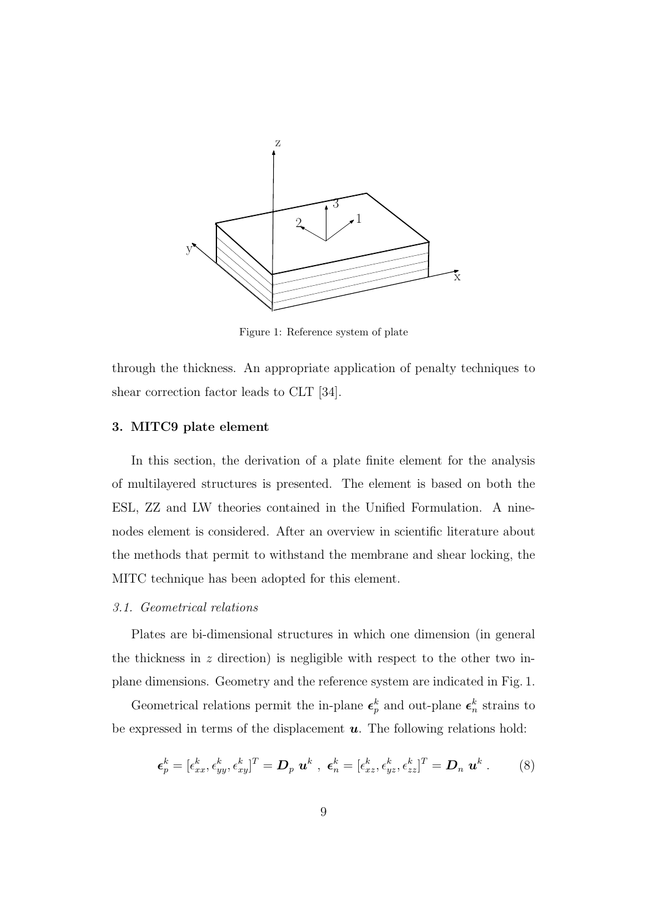Figure 1: Reference system of plate

through the thickness. An appropriate application of penalty techniques to shear correction factor leads to CLT [34].

### 3. MITC9 plate element

In this section, the derivation of a plate finite element for the analysis of multilayered structures is presented. The element is based on both the ESL, ZZ and LW theories contained in the Unified Formulation. A nine-nodes element is considered. After an overview in scientific literature about the methods that permit to withstand the membrane and shear locking, the MITC technique has been adopted for this element.

#### *3.1. Geometrical relations*

Plates are bi-dimensional structures in which one dimension (in general the thickness in $z$ direction) is negligible with respect to the other two in-plane dimensions. Geometry and the reference system are indicated in Fig. 1.

Geometrical relations permit the in-plane $\boldsymbol{\epsilon}_p^k$ and out-plane $\boldsymbol{\epsilon}_n^k$ strains to be expressed in terms of the displacement $\boldsymbol{u}$. The following relations hold:

$$\boldsymbol{\epsilon}_p^k = [\epsilon_{xx}^k, \epsilon_{yy}^k, \epsilon_{xy}^k]^T = \boldsymbol{D}_p \ \boldsymbol{u}^k \ , \ \boldsymbol{\epsilon}_n^k = [\epsilon_{xz}^k, \epsilon_{yz}^k, \epsilon_{zz}^k]^T = \boldsymbol{D}_n \ \boldsymbol{u}^k \ . \tag{8}$$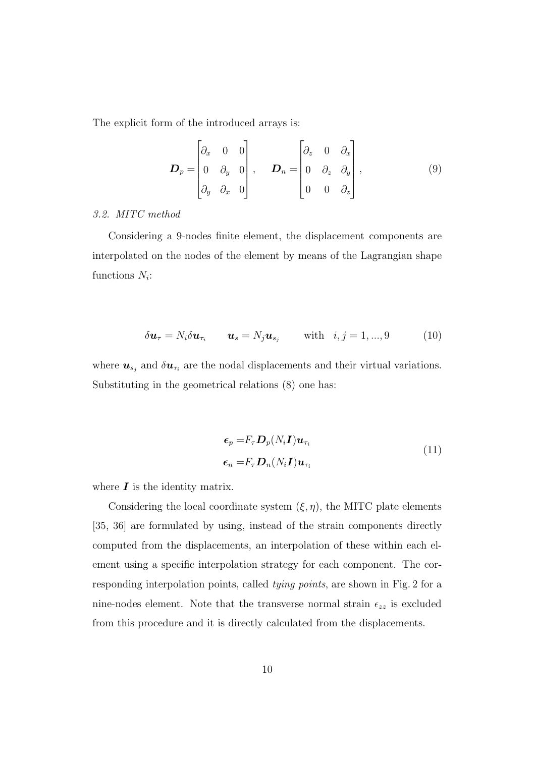The explicit form of the introduced arrays is:

$$
\boldsymbol{D}_p = \begin{bmatrix} \partial_x & 0 & 0 \\ 0 & \partial_y & 0 \\ \partial_y & \partial_x & 0 \end{bmatrix}, \quad \boldsymbol{D}_n = \begin{bmatrix} \partial_z & 0 & \partial_x \\ 0 & \partial_z & \partial_y \\ 0 & 0 & \partial_z \end{bmatrix}, \tag{9}
$$

### *3.2. MITC method*

Considering a 9-nodes finite element, the displacement components are interpolated on the nodes of the element by means of the Lagrangian shape functions $N_i$:

$$
\delta \boldsymbol{u}_\tau = N_i \delta \boldsymbol{u}_{\tau_i} \qquad \boldsymbol{u}_s = N_j \boldsymbol{u}_{s_j} \qquad \text{with} \quad i, j = 1, ..., 9 \tag{10}
$$

where $\boldsymbol{u}_{s_j}$ and $\delta \boldsymbol{u}_{\tau_i}$ are the nodal displacements and their virtual variations. Substituting in the geometrical relations (8) one has:

$$
\begin{aligned}
\boldsymbol{\epsilon}_p &= F_\tau \boldsymbol{D}_p (N_i \boldsymbol{I}) \boldsymbol{u}_{\tau_i} \\
\boldsymbol{\epsilon}_n &= F_\tau \boldsymbol{D}_n (N_i \boldsymbol{I}) \boldsymbol{u}_{\tau_i}
\end{aligned} \tag{11}
$$

where $\boldsymbol{I}$ is the identity matrix.

Considering the local coordinate system $(\xi, \eta)$, the MITC plate elements [35, 36] are formulated by using, instead of the strain components directly computed from the displacements, an interpolation of these within each element using a specific interpolation strategy for each component. The corresponding interpolation points, called *tying points*, are shown in Fig. 2 for a nine-nodes element. Note that the transverse normal strain $\epsilon_{zz}$ is excluded from this procedure and it is directly calculated from the displacements.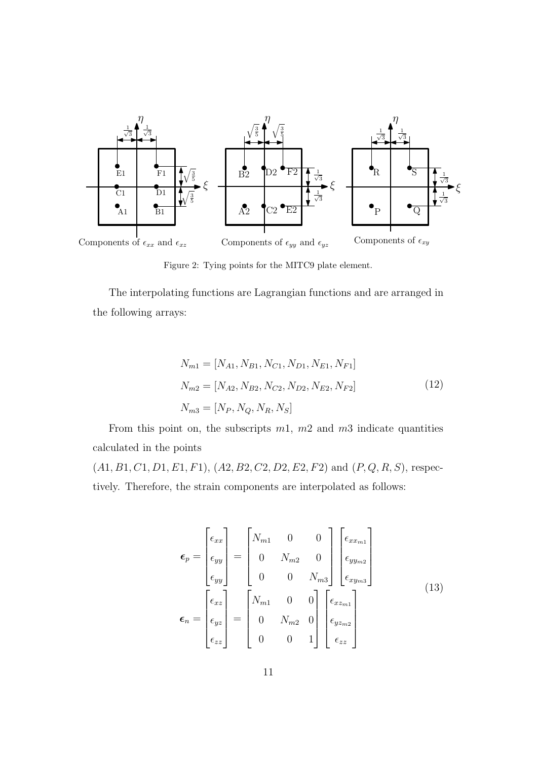Components of $\epsilon_{xx}$ and $\epsilon_{xz}$ Components of $\epsilon_{yy}$ and $\epsilon_{yz}$ Components of $\epsilon_{xy}$

Figure 2: Tying points for the MITC9 plate element.

The interpolating functions are Lagrangian functions and are arranged in the following arrays:

$$
\begin{aligned}
N_{m1} &= [N_{A1}, N_{B1}, N_{C1}, N_{D1}, N_{E1}, N_{F1}] \\
N_{m2} &= [N_{A2}, N_{B2}, N_{C2}, N_{D2}, N_{E2}, N_{F2}] \\
N_{m3} &= [N_{P}, N_{Q}, N_{R}, N_{S}]
\end{aligned}
\tag{12}
$$

From this point on, the subscripts $m1$, $m2$ and $m3$ indicate quantities calculated in the points $(A1, B1, C1, D1, E1, F1)$, $(A2, B2, C2, D2, E2, F2)$ and $(P, Q, R, S)$, respectively. Therefore, the strain components are interpolated as follows:

$$
\begin{aligned}
\boldsymbol{\epsilon}_p &= \begin{bmatrix} \epsilon_{xx} \\ \epsilon_{yy} \\ \epsilon_{yy} \end{bmatrix} = \begin{bmatrix} N_{m1} & 0 & 0 \\ 0 & N_{m2} & 0 \\ 0 & 0 & N_{m3} \end{bmatrix} \begin{bmatrix} \epsilon_{xx_{m1}} \\ \epsilon_{yy_{m2}} \\ \epsilon_{xy_{m3}} \end{bmatrix} \\
\boldsymbol{\epsilon}_n &= \begin{bmatrix} \epsilon_{xz} \\ \epsilon_{yz} \\ \epsilon_{zz} \end{bmatrix} = \begin{bmatrix} N_{m1} & 0 & 0 \\ 0 & N_{m2} & 0 \\ 0 & 0 & 1 \end{bmatrix} \begin{bmatrix} \epsilon_{xz_{m1}} \\ \epsilon_{yz_{m2}} \\ \epsilon_{zz} \end{bmatrix}
\end{aligned}
\tag{13}
$$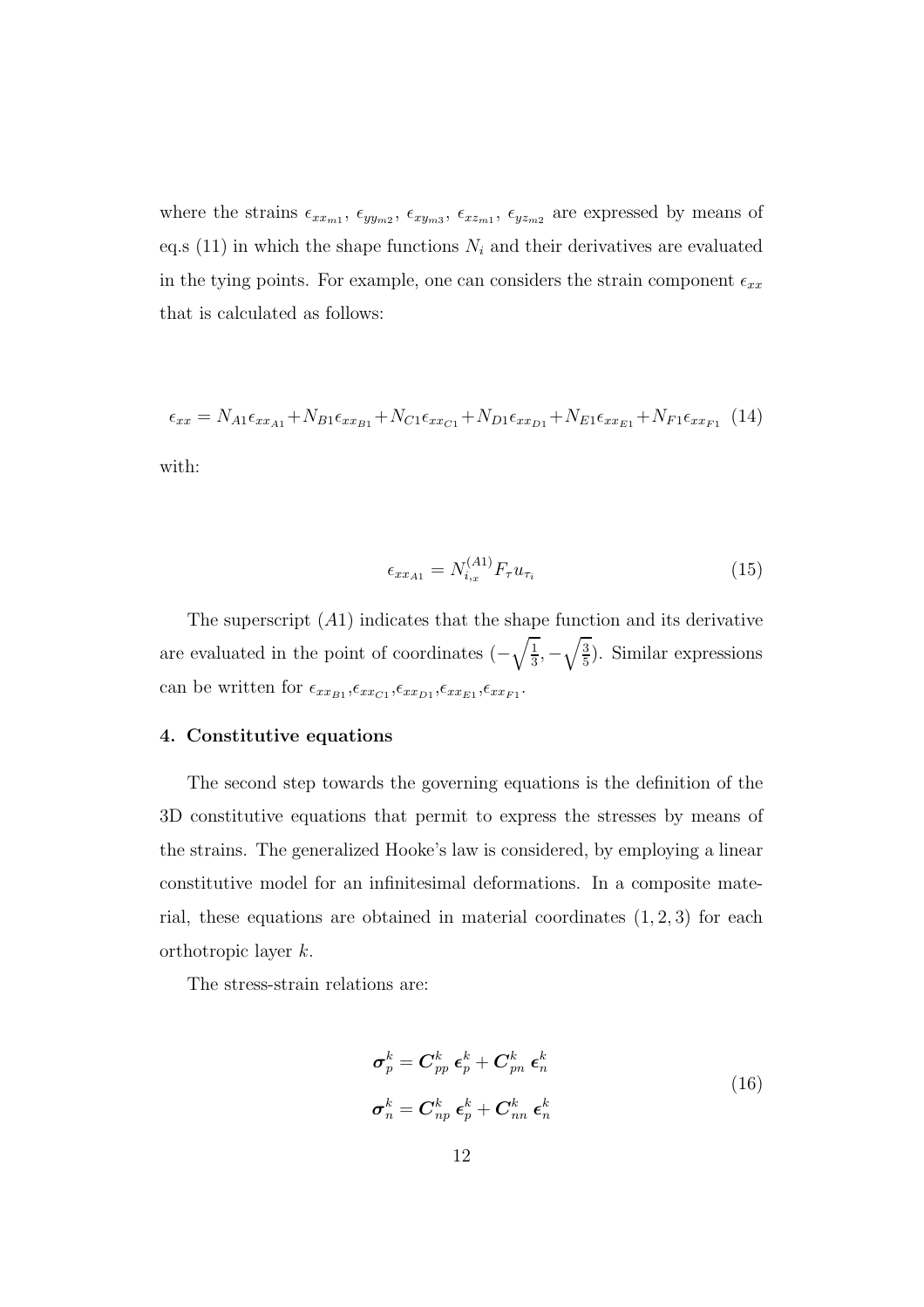where the strains $\epsilon_{xx_{m1}}$, $\epsilon_{yy_{m2}}$, $\epsilon_{xy_{m3}}$, $\epsilon_{xz_{m1}}$, $\epsilon_{yz_{m2}}$ are expressed by means of eq.s (11) in which the shape functions $N_i$ and their derivatives are evaluated in the tying points. For example, one can considers the strain component $\epsilon_{xx}$ that is calculated as follows:

$$\epsilon_{xx} = N_{A1}\epsilon_{xx_{A1}} + N_{B1}\epsilon_{xx_{B1}} + N_{C1}\epsilon_{xx_{C1}} + N_{D1}\epsilon_{xx_{D1}} + N_{E1}\epsilon_{xx_{E1}} + N_{F1}\epsilon_{xx_{F1}} \quad (14)$$

with:

$$\epsilon_{xx_{A1}} = N_{i,_x}^{(A1)} F_\tau u_{\tau_i} \quad (15)$$

The superscript $(A1)$ indicates that the shape function and its derivative are evaluated in the point of coordinates $(-\sqrt{\frac{1}{3}}, -\sqrt{\frac{3}{5}})$. Similar expressions can be written for $\epsilon_{xx_{B1}}$,$\epsilon_{xx_{C1}}$,$\epsilon_{xx_{D1}}$,$\epsilon_{xx_{E1}}$,$\epsilon_{xx_{F1}}$.

## 4. Constitutive equations

The second step towards the governing equations is the definition of the 3D constitutive equations that permit to express the stresses by means of the strains. The generalized Hooke's law is considered, by employing a linear constitutive model for an infinitesimal deformations. In a composite material, these equations are obtained in material coordinates $(1, 2, 3)$ for each orthotropic layer $k$.

The stress-strain relations are:

$$\begin{aligned} \boldsymbol{\sigma}_p^k &= \boldsymbol{C}_{pp}^k \; \boldsymbol{\epsilon}_p^k + \boldsymbol{C}_{pn}^k \; \boldsymbol{\epsilon}_n^k \\ \boldsymbol{\sigma}_n^k &= \boldsymbol{C}_{np}^k \; \boldsymbol{\epsilon}_p^k + \boldsymbol{C}_{nn}^k \; \boldsymbol{\epsilon}_n^k \end{aligned} \quad (16)$$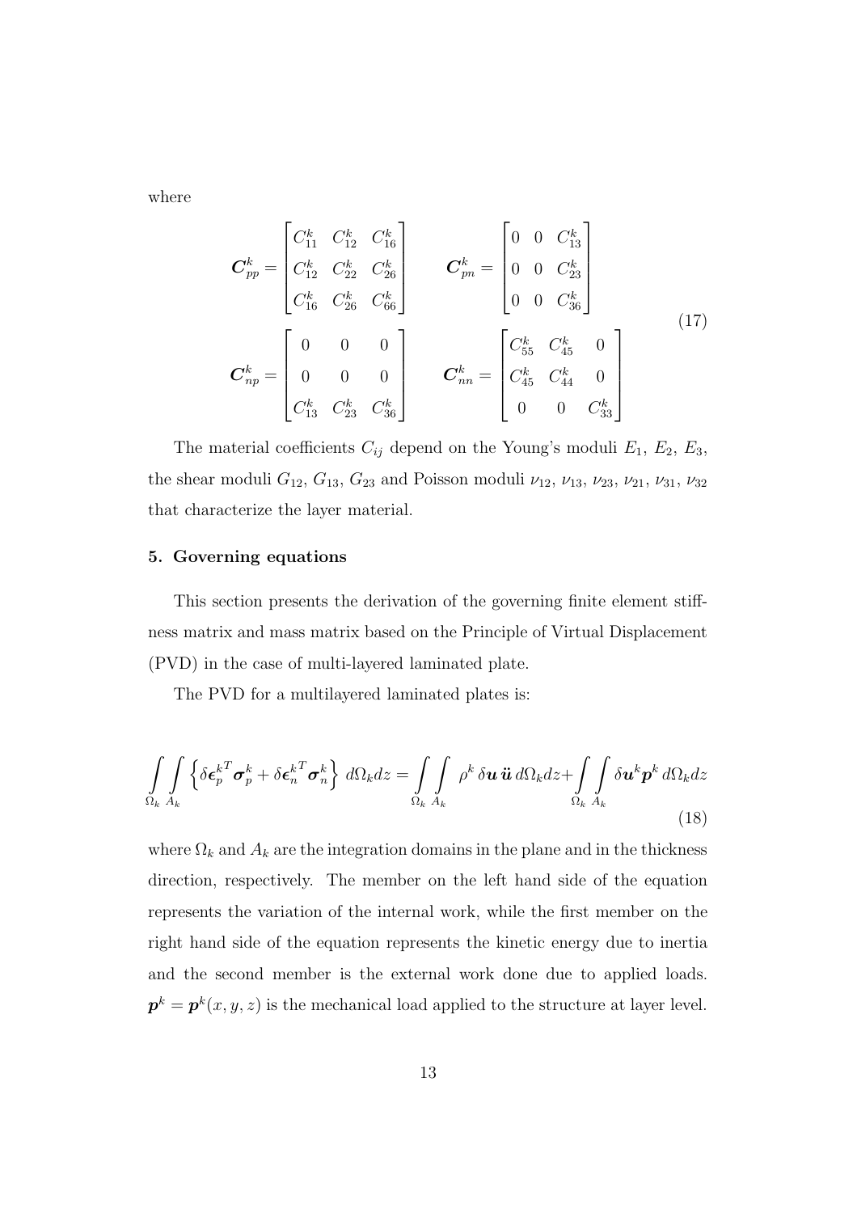where

$$
\boldsymbol{C}_{pp}^k = \begin{bmatrix} C_{11}^k & C_{12}^k & C_{16}^k \\ C_{12}^k & C_{22}^k & C_{26}^k \\ C_{16}^k & C_{26}^k & C_{66}^k \end{bmatrix} \qquad \boldsymbol{C}_{pn}^k = \begin{bmatrix} 0 & 0 & C_{13}^k \\ 0 & 0 & C_{23}^k \\ 0 & 0 & C_{36}^k \end{bmatrix}
$$

$$
\boldsymbol{C}_{np}^k = \begin{bmatrix} 0 & 0 & 0 \\ 0 & 0 & 0 \\ C_{13}^k & C_{23}^k & C_{36}^k \end{bmatrix} \qquad \boldsymbol{C}_{nn}^k = \begin{bmatrix} C_{55}^k & C_{45}^k & 0 \\ C_{45}^k & C_{44}^k & 0 \\ 0 & 0 & C_{33}^k \end{bmatrix} \tag{17}
$$

The material coefficients $C_{ij}$ depend on the Young's moduli $E_1$, $E_2$, $E_3$, the shear moduli $G_{12}$, $G_{13}$, $G_{23}$ and Poisson moduli $\nu_{12}$, $\nu_{13}$, $\nu_{23}$, $\nu_{21}$, $\nu_{31}$, $\nu_{32}$ that characterize the layer material.

## 5. Governing equations

This section presents the derivation of the governing finite element stiffness matrix and mass matrix based on the Principle of Virtual Displacement (PVD) in the case of multi-layered laminated plate.

The PVD for a multilayered laminated plates is:

$$
\int_{\Omega_k}\int_{A_k} \left\{ \delta\boldsymbol{\epsilon}_p^{k^T}\boldsymbol{\sigma}_p^k + \delta\boldsymbol{\epsilon}_n^{k^T}\boldsymbol{\sigma}_n^k \right\} \, d\Omega_k dz = \int_{\Omega_k}\int_{A_k} \rho^k \, \delta\boldsymbol{u} \, \ddot{\boldsymbol{u}} \, d\Omega_k dz + \int_{\Omega_k}\int_{A_k} \delta\boldsymbol{u}^k\boldsymbol{p}^k \, d\Omega_k dz \tag{18}
$$

where $\Omega_k$ and $A_k$ are the integration domains in the plane and in the thickness direction, respectively. The member on the left hand side of the equation represents the variation of the internal work, while the first member on the right hand side of the equation represents the kinetic energy due to inertia and the second member is the external work done due to applied loads. $\boldsymbol{p}^k = \boldsymbol{p}^k(x, y, z)$ is the mechanical load applied to the structure at layer level.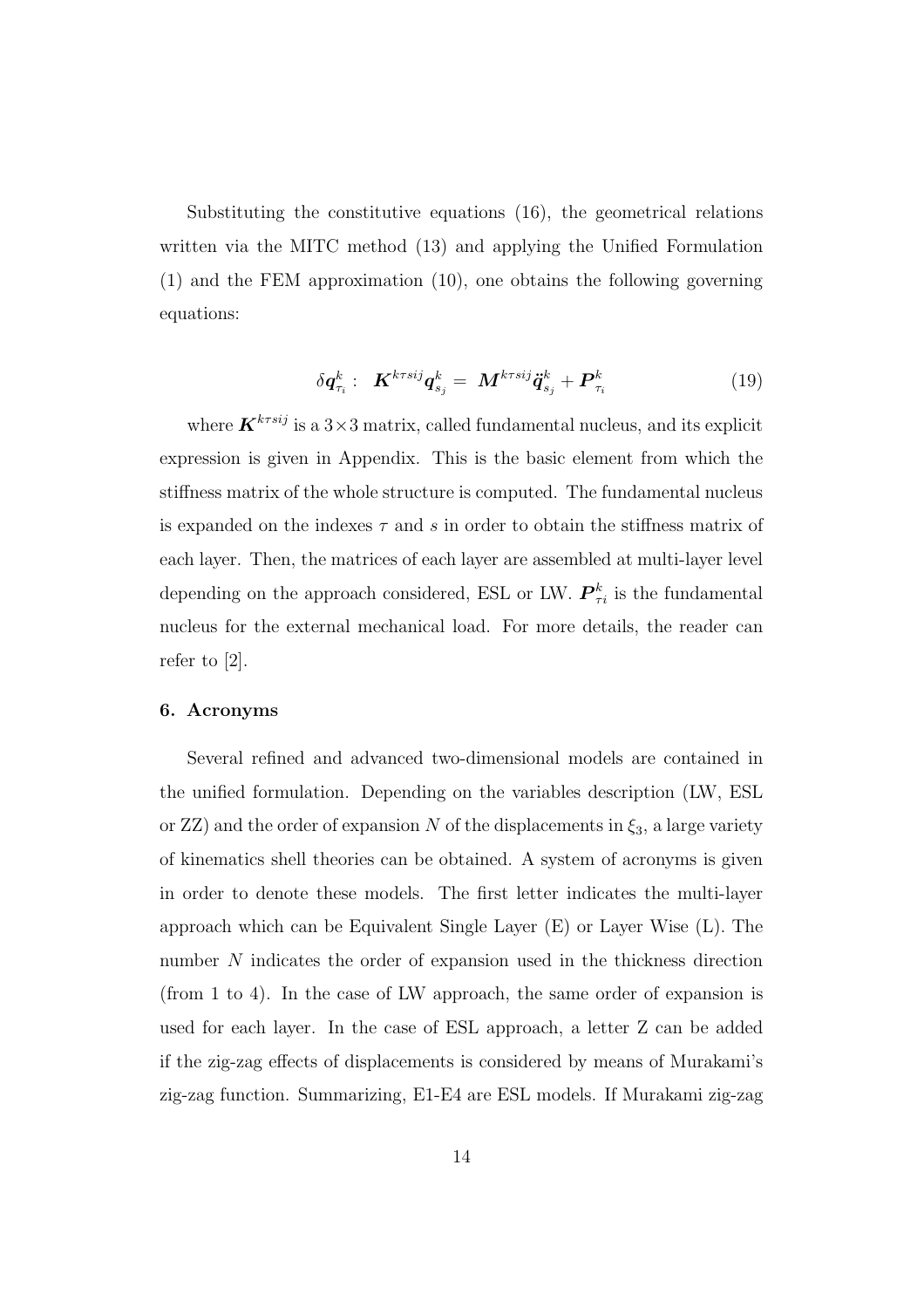Substituting the constitutive equations (16), the geometrical relations written via the MITC method (13) and applying the Unified Formulation (1) and the FEM approximation (10), one obtains the following governing equations:

$$\delta \boldsymbol{q}^k_{\tau_i} : \quad \boldsymbol{K}^{k\tau sij} \boldsymbol{q}^k_{s_j} = \boldsymbol{M}^{k\tau sij} \ddot{\boldsymbol{q}}^k_{s_j} + \boldsymbol{P}^k_{\tau_i} \tag{19}$$

where $\boldsymbol{K}^{k\tau sij}$ is a $3\times 3$ matrix, called fundamental nucleus, and its explicit expression is given in Appendix. This is the basic element from which the stiffness matrix of the whole structure is computed. The fundamental nucleus is expanded on the indexes $\tau$ and $s$ in order to obtain the stiffness matrix of each layer. Then, the matrices of each layer are assembled at multi-layer level depending on the approach considered, ESL or LW. $\boldsymbol{P}^k_{\tau i}$ is the fundamental nucleus for the external mechanical load. For more details, the reader can refer to [2].

### 6. Acronyms

Several refined and advanced two-dimensional models are contained in the unified formulation. Depending on the variables description (LW, ESL or ZZ) and the order of expansion $N$ of the displacements in $\xi_3$, a large variety of kinematics shell theories can be obtained. A system of acronyms is given in order to denote these models. The first letter indicates the multi-layer approach which can be Equivalent Single Layer (E) or Layer Wise (L). The number $N$ indicates the order of expansion used in the thickness direction (from 1 to 4). In the case of LW approach, the same order of expansion is used for each layer. In the case of ESL approach, a letter Z can be added if the zig-zag effects of displacements is considered by means of Murakami's zig-zag function. Summarizing, E1-E4 are ESL models. If Murakami zig-zag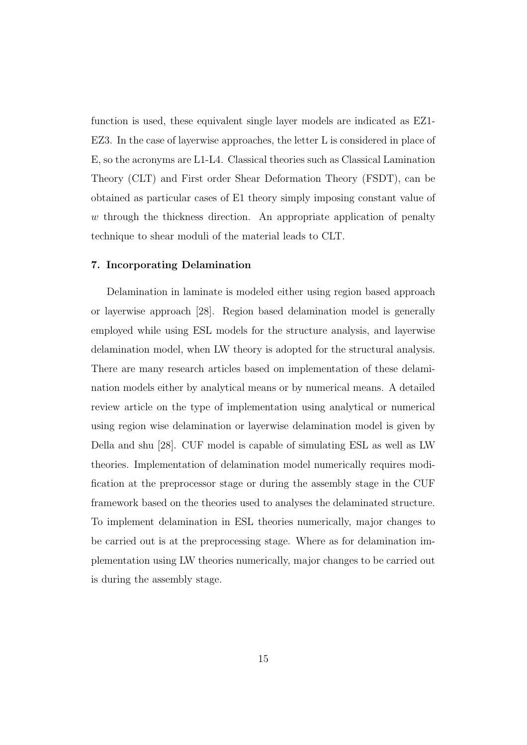function is used, these equivalent single layer models are indicated as EZ1-EZ3. In the case of layerwise approaches, the letter L is considered in place of E, so the acronyms are L1-L4. Classical theories such as Classical Lamination Theory (CLT) and First order Shear Deformation Theory (FSDT), can be obtained as particular cases of E1 theory simply imposing constant value of $w$ through the thickness direction. An appropriate application of penalty technique to shear moduli of the material leads to CLT.

## 7. Incorporating Delamination

Delamination in laminate is modeled either using region based approach or layerwise approach [28]. Region based delamination model is generally employed while using ESL models for the structure analysis, and layerwise delamination model, when LW theory is adopted for the structural analysis. There are many research articles based on implementation of these delamination models either by analytical means or by numerical means. A detailed review article on the type of implementation using analytical or numerical using region wise delamination or layerwise delamination model is given by Della and shu [28]. CUF model is capable of simulating ESL as well as LW theories. Implementation of delamination model numerically requires modification at the preprocessor stage or during the assembly stage in the CUF framework based on the theories used to analyses the delaminated structure. To implement delamination in ESL theories numerically, major changes to be carried out is at the preprocessing stage. Where as for delamination implementation using LW theories numerically, major changes to be carried out is during the assembly stage.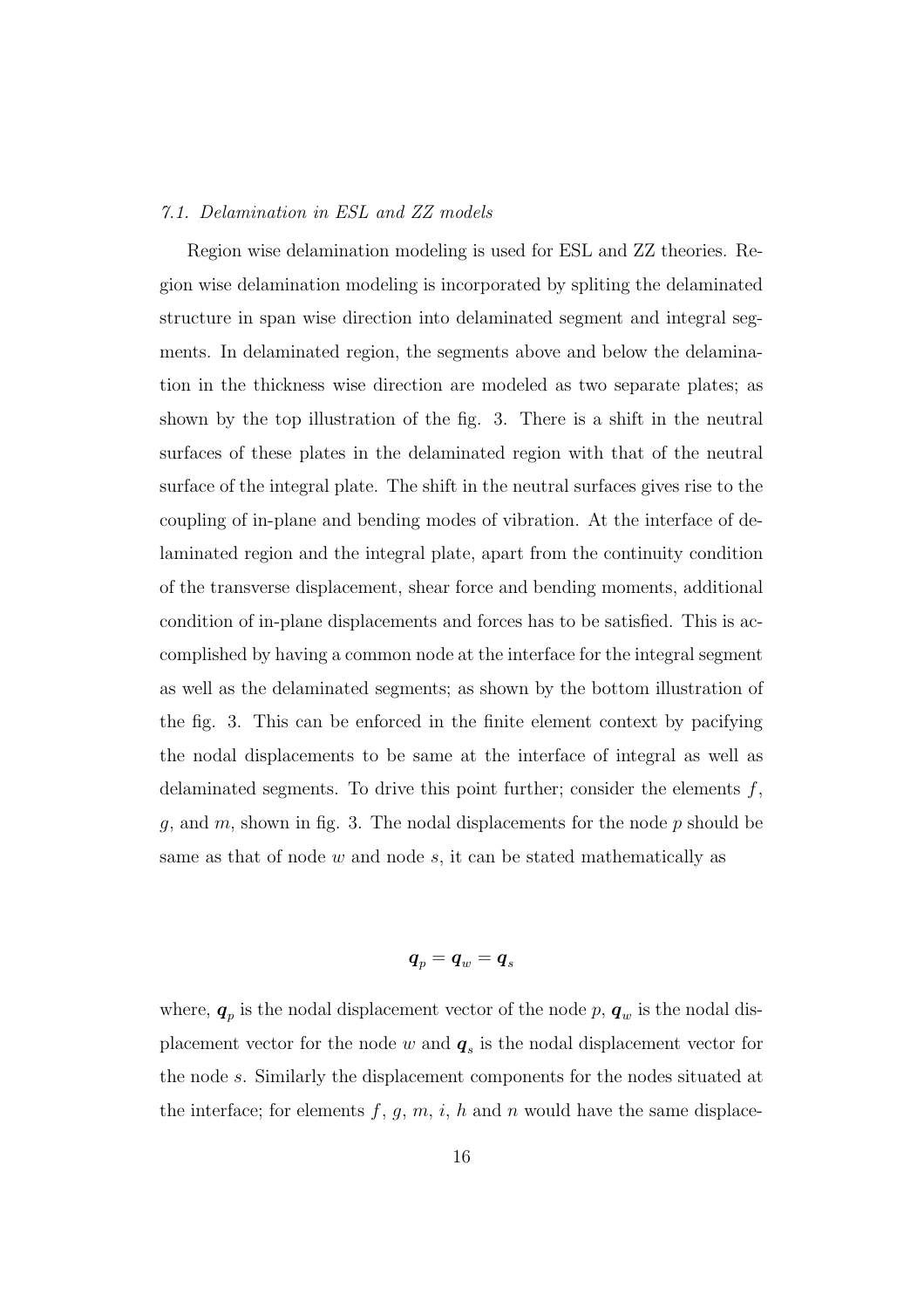### 7.1. Delamination in ESL and ZZ models

Region wise delamination modeling is used for ESL and ZZ theories. Region wise delamination modeling is incorporated by spliting the delaminated structure in span wise direction into delaminated segment and integral segments. In delaminated region, the segments above and below the delamination in the thickness wise direction are modeled as two separate plates; as shown by the top illustration of the fig. 3. There is a shift in the neutral surfaces of these plates in the delaminated region with that of the neutral surface of the integral plate. The shift in the neutral surfaces gives rise to the coupling of in-plane and bending modes of vibration. At the interface of delaminated region and the integral plate, apart from the continuity condition of the transverse displacement, shear force and bending moments, additional condition of in-plane displacements and forces has to be satisfied. This is accomplished by having a common node at the interface for the integral segment as well as the delaminated segments; as shown by the bottom illustration of the fig. 3. This can be enforced in the finite element context by pacifying the nodal displacements to be same at the interface of integral as well as delaminated segments. To drive this point further; consider the elements $f$, $g$, and $m$, shown in fig. 3. The nodal displacements for the node $p$ should be same as that of node $w$ and node $s$, it can be stated mathematically as

$$\boldsymbol{q}_p = \boldsymbol{q}_w = \boldsymbol{q}_s$$

where, $\boldsymbol{q}_p$ is the nodal displacement vector of the node $p$, $\boldsymbol{q}_w$ is the nodal displacement vector for the node $w$ and $\boldsymbol{q}_s$ is the nodal displacement vector for the node $s$. Similarly the displacement components for the nodes situated at the interface; for elements $f$, $g$, $m$, $i$, $h$ and $n$ would have the same displace-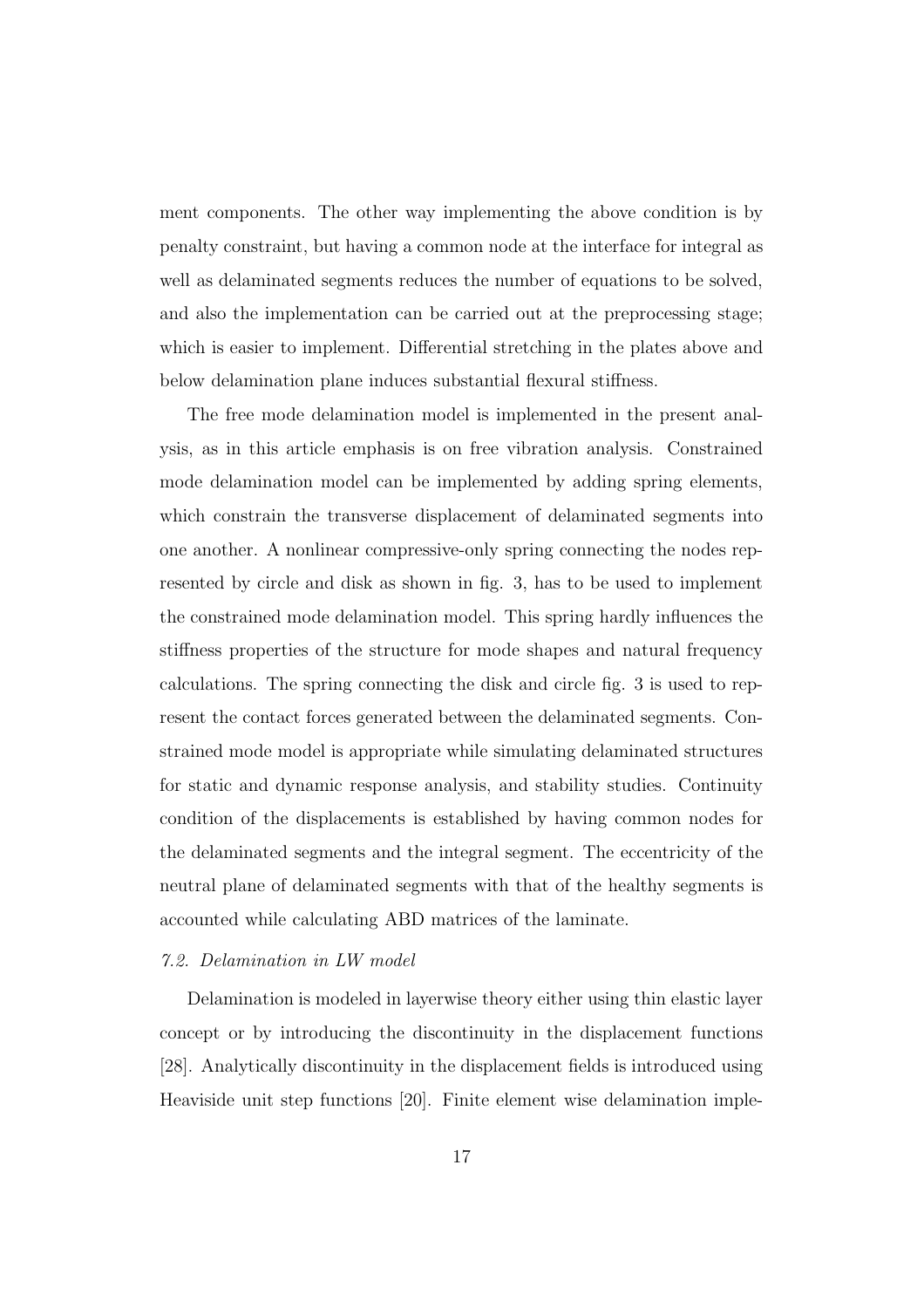ment components. The other way implementing the above condition is by penalty constraint, but having a common node at the interface for integral as well as delaminated segments reduces the number of equations to be solved, and also the implementation can be carried out at the preprocessing stage; which is easier to implement. Differential stretching in the plates above and below delamination plane induces substantial flexural stiffness.

The free mode delamination model is implemented in the present analysis, as in this article emphasis is on free vibration analysis. Constrained mode delamination model can be implemented by adding spring elements, which constrain the transverse displacement of delaminated segments into one another. A nonlinear compressive-only spring connecting the nodes represented by circle and disk as shown in fig. 3, has to be used to implement the constrained mode delamination model. This spring hardly influences the stiffness properties of the structure for mode shapes and natural frequency calculations. The spring connecting the disk and circle fig. 3 is used to represent the contact forces generated between the delaminated segments. Constrained mode model is appropriate while simulating delaminated structures for static and dynamic response analysis, and stability studies. Continuity condition of the displacements is established by having common nodes for the delaminated segments and the integral segment. The eccentricity of the neutral plane of delaminated segments with that of the healthy segments is accounted while calculating ABD matrices of the laminate.

### *7.2. Delamination in LW model*

Delamination is modeled in layerwise theory either using thin elastic layer concept or by introducing the discontinuity in the displacement functions [28]. Analytically discontinuity in the displacement fields is introduced using Heaviside unit step functions [20]. Finite element wise delamination imple-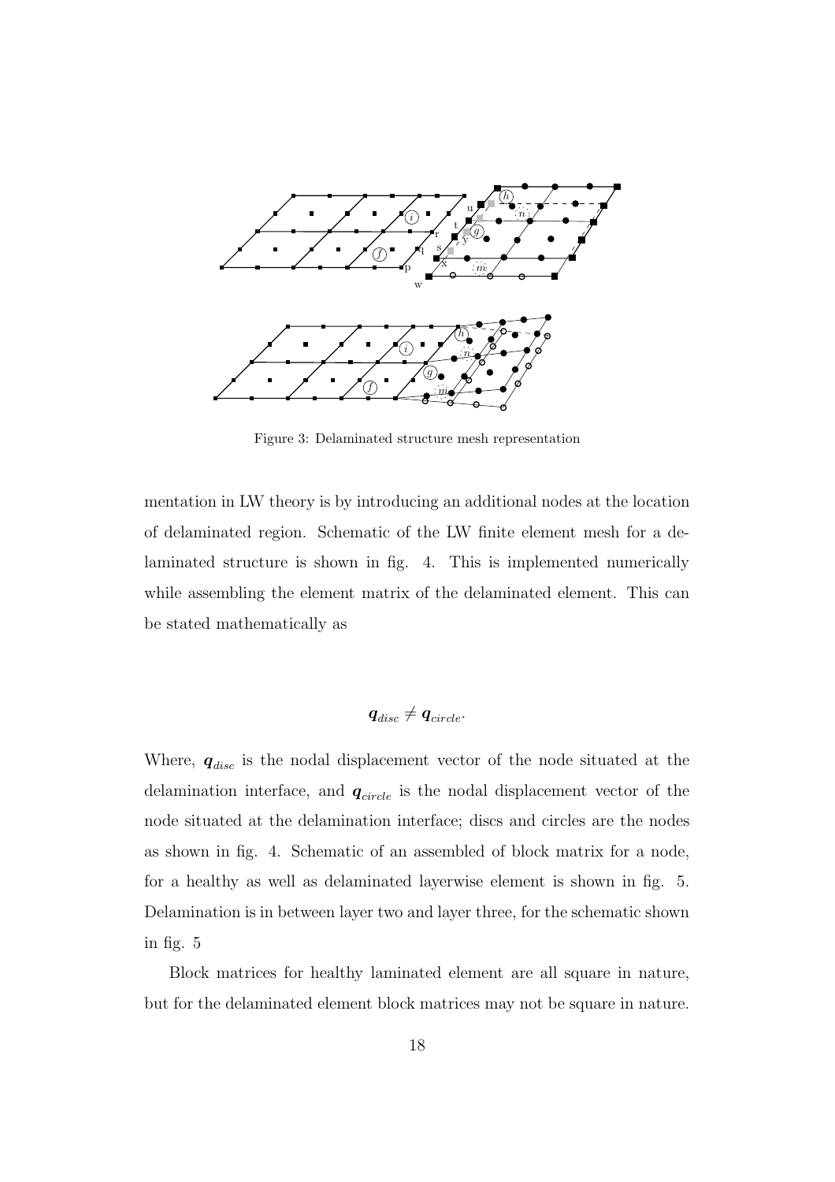Figure 3: Delaminated structure mesh representation

mentation in LW theory is by introducing an additional nodes at the location of delaminated region. Schematic of the LW finite element mesh for a delaminated structure is shown in fig. 4. This is implemented numerically while assembling the element matrix of the delaminated element. This can be stated mathematically as

$$\boldsymbol{q}_{disc} \neq \boldsymbol{q}_{circle}.$$

Where, $\boldsymbol{q}_{disc}$ is the nodal displacement vector of the node situated at the delamination interface, and $\boldsymbol{q}_{circle}$ is the nodal displacement vector of the node situated at the delamination interface; discs and circles are the nodes as shown in fig. 4. Schematic of an assembled of block matrix for a node, for a healthy as well as delaminated layerwise element is shown in fig. 5. Delamination is in between layer two and layer three, for the schematic shown in fig. 5

Block matrices for healthy laminated element are all square in nature, but for the delaminated element block matrices may not be square in nature.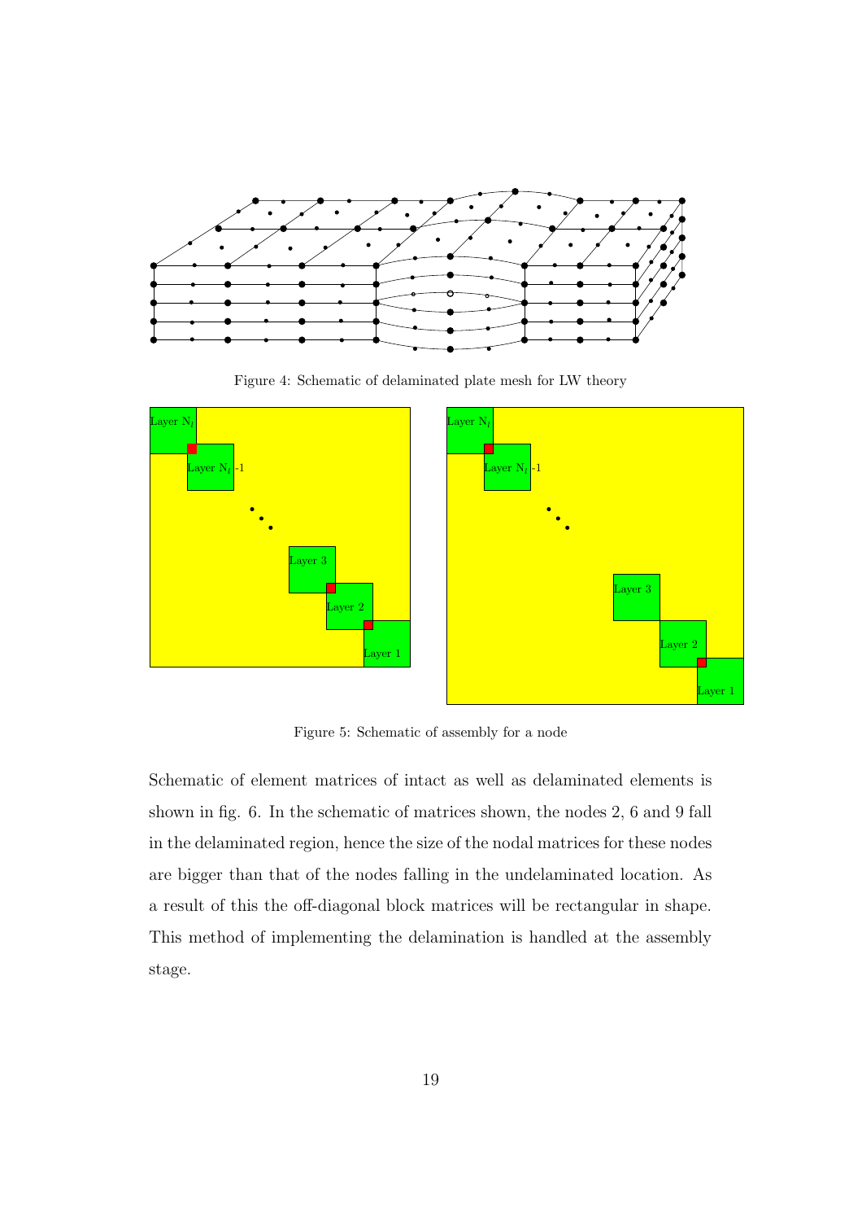Figure 4: Schematic of delaminated plate mesh for LW theory

Figure 5: Schematic of assembly for a node

Schematic of element matrices of intact as well as delaminated elements is shown in fig. 6. In the schematic of matrices shown, the nodes 2, 6 and 9 fall in the delaminated region, hence the size of the nodal matrices for these nodes are bigger than that of the nodes falling in the undelaminated location. As a result of this the off-diagonal block matrices will be rectangular in shape. This method of implementing the delamination is handled at the assembly stage.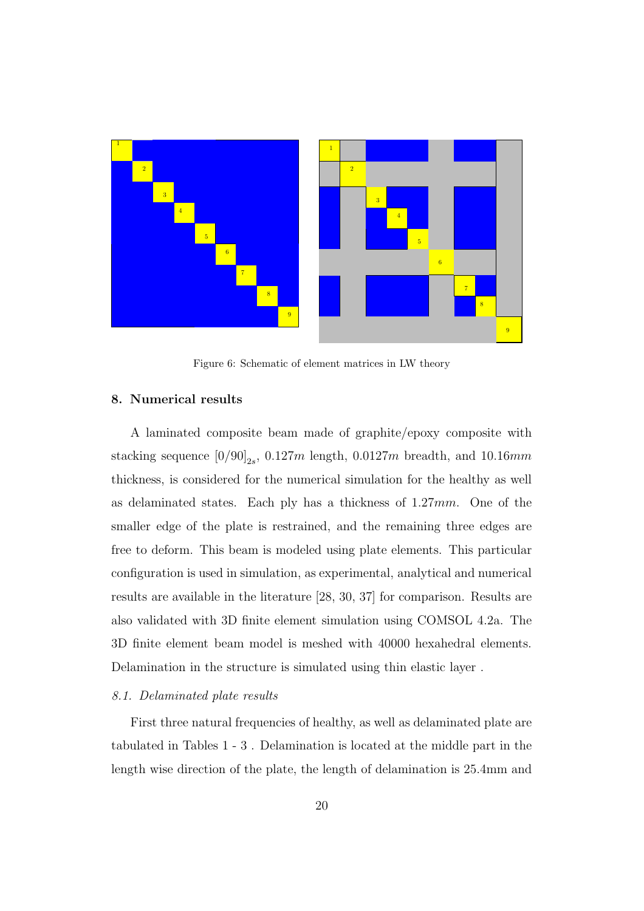Figure 6: Schematic of element matrices in LW theory

## 8. Numerical results

A laminated composite beam made of graphite/epoxy composite with stacking sequence $[0/90]_{2s}$, $0.127m$ length, $0.0127m$ breadth, and $10.16mm$ thickness, is considered for the numerical simulation for the healthy as well as delaminated states. Each ply has a thickness of $1.27mm$. One of the smaller edge of the plate is restrained, and the remaining three edges are free to deform. This beam is modeled using plate elements. This particular configuration is used in simulation, as experimental, analytical and numerical results are available in the literature [28, 30, 37] for comparison. Results are also validated with 3D finite element simulation using COMSOL 4.2a. The 3D finite element beam model is meshed with 40000 hexahedral elements. Delamination in the structure is simulated using thin elastic layer .

### *8.1. Delaminated plate results*

First three natural frequencies of healthy, as well as delaminated plate are tabulated in Tables 1 - 3 . Delamination is located at the middle part in the length wise direction of the plate, the length of delamination is 25.4mm and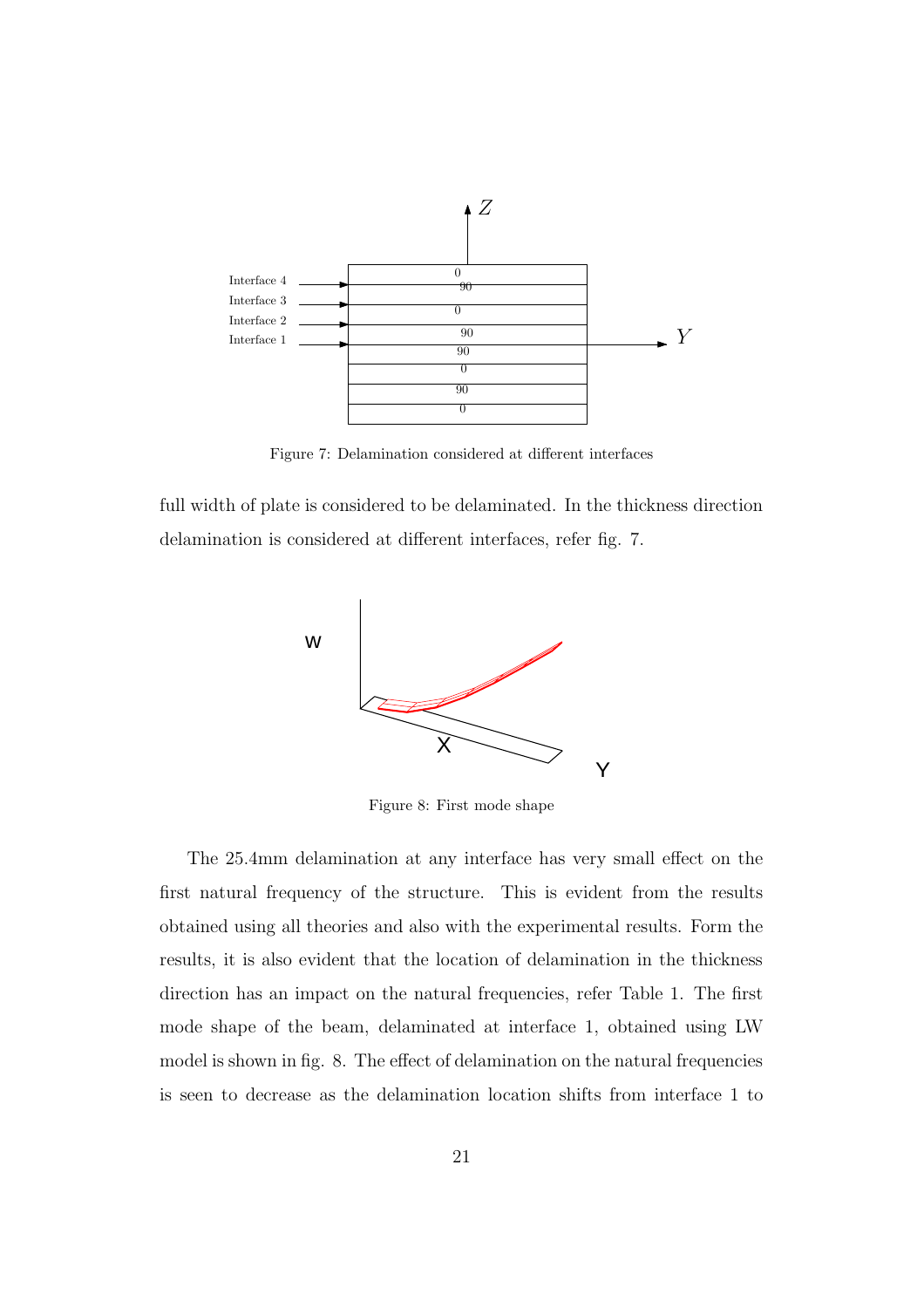Figure 7: Delamination considered at different interfaces

full width of plate is considered to be delaminated. In the thickness direction delamination is considered at different interfaces, refer fig. 7.

Figure 8: First mode shape

The 25.4mm delamination at any interface has very small effect on the first natural frequency of the structure. This is evident from the results obtained using all theories and also with the experimental results. Form the results, it is also evident that the location of delamination in the thickness direction has an impact on the natural frequencies, refer Table 1. The first mode shape of the beam, delaminated at interface 1, obtained using LW model is shown in fig. 8. The effect of delamination on the natural frequencies is seen to decrease as the delamination location shifts from interface 1 to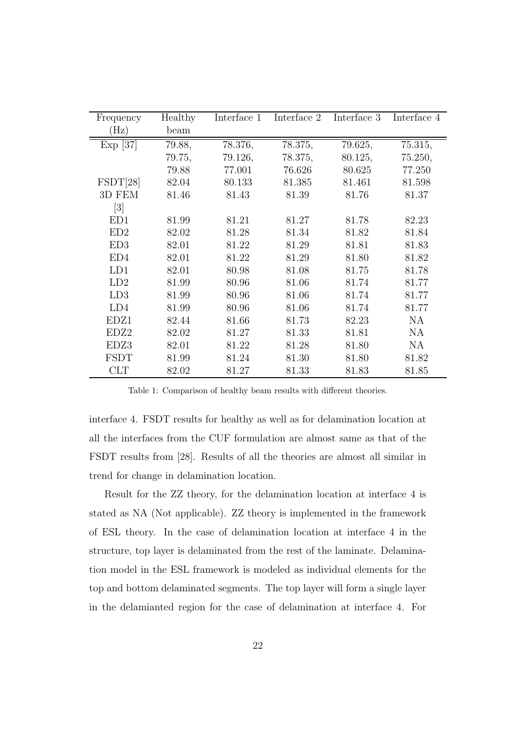| Frequency (Hz) | Healthy beam | Interface 1 | Interface 2 | Interface 3 | Interface 4 |
|---|---|---|---|---|---|
| Exp [37] | 79.88, 79.75, 79.88 | 78.376, 79.126, 77.001 | 78.375, 78.375, 76.626 | 79.625, 80.125, 80.625 | 75.315, 75.250, 77.250 |
| FSDT[28] | 82.04 | 80.133 | 81.385 | 81.461 | 81.598 |
| 3D FEM [3] | 81.46 | 81.43 | 81.39 | 81.76 | 81.37 |
| ED1 | 81.99 | 81.21 | 81.27 | 81.78 | 82.23 |
| ED2 | 82.02 | 81.28 | 81.34 | 81.82 | 81.84 |
| ED3 | 82.01 | 81.22 | 81.29 | 81.81 | 81.83 |
| ED4 | 82.01 | 81.22 | 81.29 | 81.80 | 81.82 |
| LD1 | 82.01 | 80.98 | 81.08 | 81.75 | 81.78 |
| LD2 | 81.99 | 80.96 | 81.06 | 81.74 | 81.77 |
| LD3 | 81.99 | 80.96 | 81.06 | 81.74 | 81.77 |
| LD4 | 81.99 | 80.96 | 81.06 | 81.74 | 81.77 |
| EDZ1 | 82.44 | 81.66 | 81.73 | 82.23 | NA |
| EDZ2 | 82.02 | 81.27 | 81.33 | 81.81 | NA |
| EDZ3 | 82.01 | 81.22 | 81.28 | 81.80 | NA |
| FSDT | 81.99 | 81.24 | 81.30 | 81.80 | 81.82 |
| CLT | 82.02 | 81.27 | 81.33 | 81.83 | 81.85 |

Table 1: Comparison of healthy beam results with different theories.

interface 4. FSDT results for healthy as well as for delamination location at all the interfaces from the CUF formulation are almost same as that of the FSDT results from [28]. Results of all the theories are almost all similar in trend for change in delamination location.

Result for the ZZ theory, for the delamination location at interface 4 is stated as NA (Not applicable). ZZ theory is implemented in the framework of ESL theory. In the case of delamination location at interface 4 in the structure, top layer is delaminated from the rest of the laminate. Delamination model in the ESL framework is modeled as individual elements for the top and bottom delaminated segments. The top layer will form a single layer in the delamianted region for the case of delamination at interface 4. For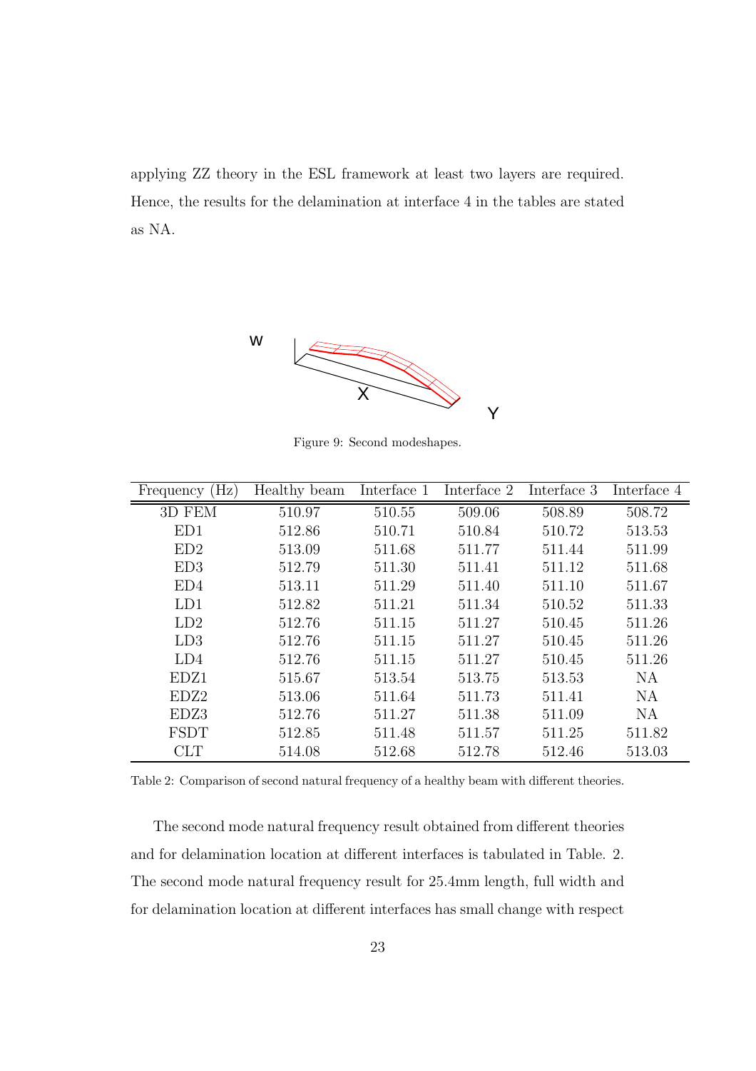applying ZZ theory in the ESL framework at least two layers are required. Hence, the results for the delamination at interface 4 in the tables are stated as NA.

Figure 9: Second modeshapes.

| Frequency (Hz) | Healthy beam | Interface 1 | Interface 2 | Interface 3 | Interface 4 |
|---|---|---|---|---|---|
| 3D FEM | 510.97 | 510.55 | 509.06 | 508.89 | 508.72 |
| ED1 | 512.86 | 510.71 | 510.84 | 510.72 | 513.53 |
| ED2 | 513.09 | 511.68 | 511.77 | 511.44 | 511.99 |
| ED3 | 512.79 | 511.30 | 511.41 | 511.12 | 511.68 |
| ED4 | 513.11 | 511.29 | 511.40 | 511.10 | 511.67 |
| LD1 | 512.82 | 511.21 | 511.34 | 510.52 | 511.33 |
| LD2 | 512.76 | 511.15 | 511.27 | 510.45 | 511.26 |
| LD3 | 512.76 | 511.15 | 511.27 | 510.45 | 511.26 |
| LD4 | 512.76 | 511.15 | 511.27 | 510.45 | 511.26 |
| EDZ1 | 515.67 | 513.54 | 513.75 | 513.53 | NA |
| EDZ2 | 513.06 | 511.64 | 511.73 | 511.41 | NA |
| EDZ3 | 512.76 | 511.27 | 511.38 | 511.09 | NA |
| FSDT | 512.85 | 511.48 | 511.57 | 511.25 | 511.82 |
| CLT | 514.08 | 512.68 | 512.78 | 512.46 | 513.03 |

Table 2: Comparison of second natural frequency of a healthy beam with different theories.

The second mode natural frequency result obtained from different theories and for delamination location at different interfaces is tabulated in Table. 2. The second mode natural frequency result for 25.4mm length, full width and for delamination location at different interfaces has small change with respect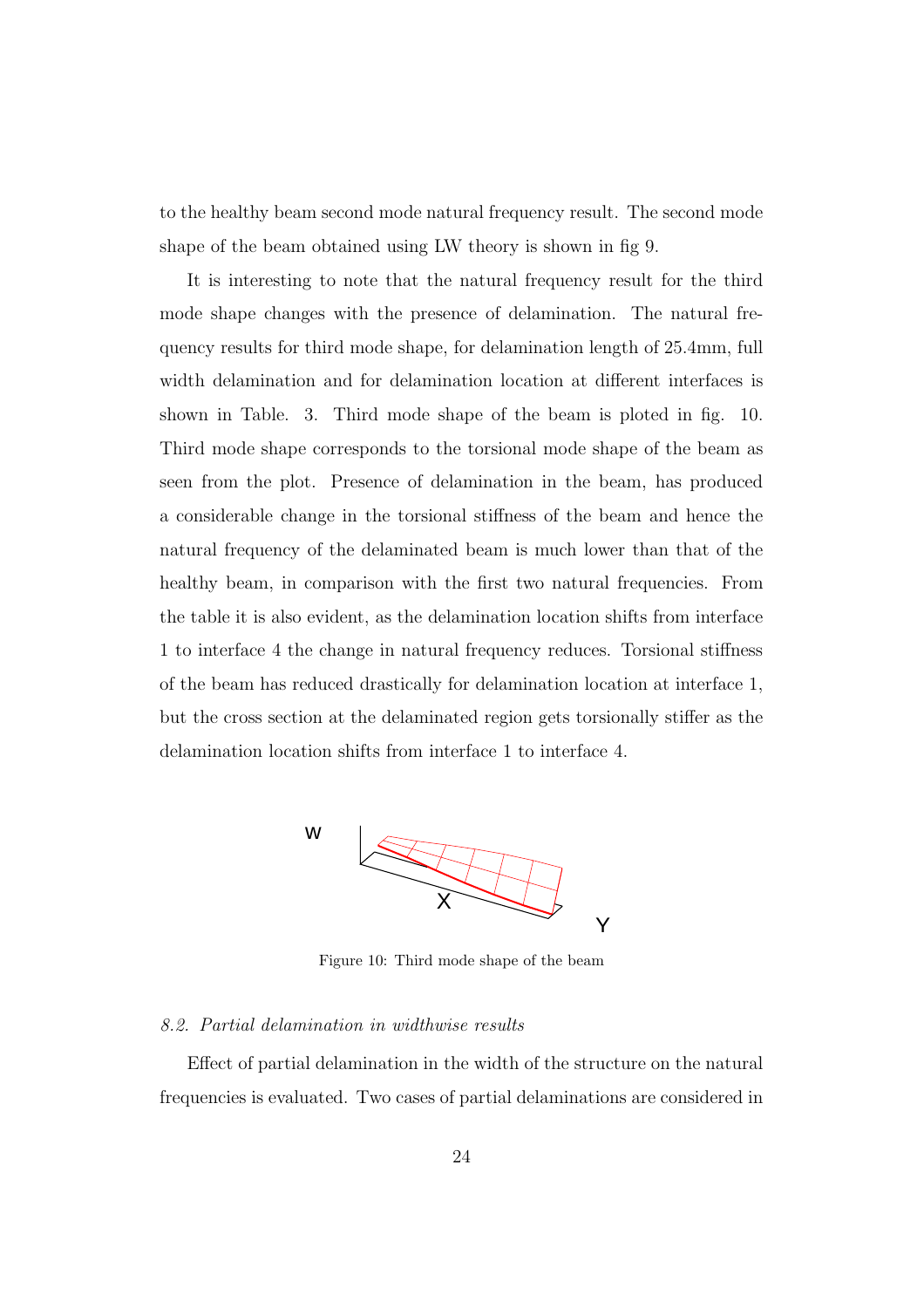to the healthy beam second mode natural frequency result. The second mode shape of the beam obtained using LW theory is shown in fig 9.

It is interesting to note that the natural frequency result for the third mode shape changes with the presence of delamination. The natural frequency results for third mode shape, for delamination length of 25.4mm, full width delamination and for delamination location at different interfaces is shown in Table. 3. Third mode shape of the beam is ploted in fig. 10. Third mode shape corresponds to the torsional mode shape of the beam as seen from the plot. Presence of delamination in the beam, has produced a considerable change in the torsional stiffness of the beam and hence the natural frequency of the delaminated beam is much lower than that of the healthy beam, in comparison with the first two natural frequencies. From the table it is also evident, as the delamination location shifts from interface 1 to interface 4 the change in natural frequency reduces. Torsional stiffness of the beam has reduced drastically for delamination location at interface 1, but the cross section at the delaminated region gets torsionally stiffer as the delamination location shifts from interface 1 to interface 4.

Figure 10: Third mode shape of the beam

### *8.2. Partial delamination in widthwise results*

Effect of partial delamination in the width of the structure on the natural frequencies is evaluated. Two cases of partial delaminations are considered in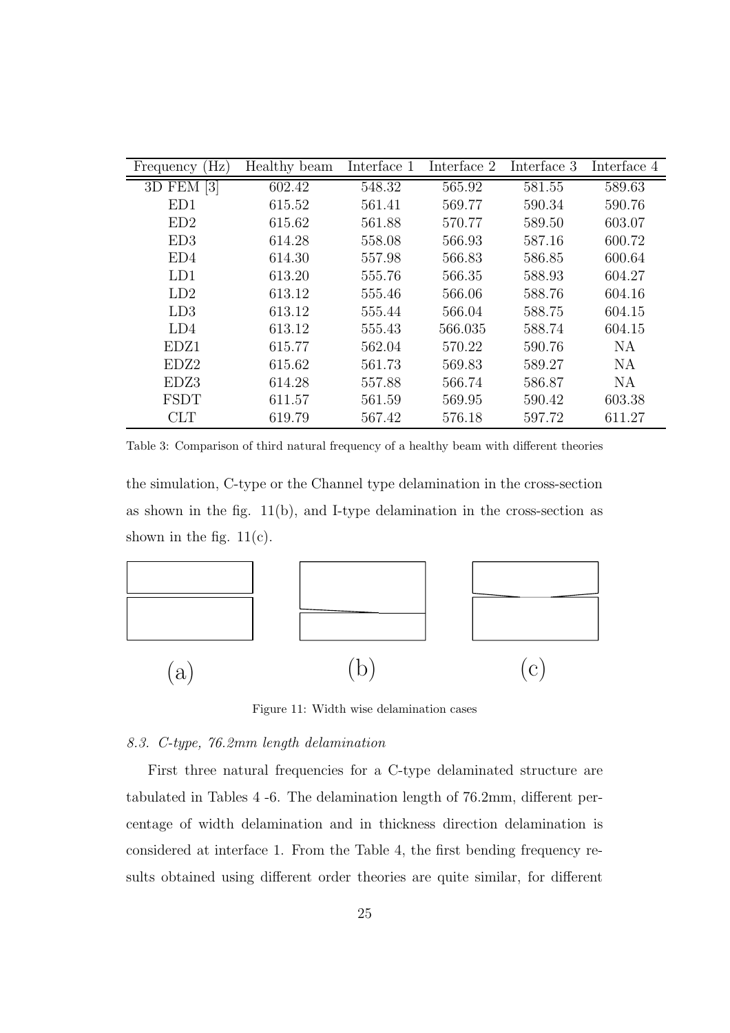| Frequency (Hz) | Healthy beam | Interface 1 | Interface 2 | Interface 3 | Interface 4 |
|---|---|---|---|---|---|
| 3D FEM [3] | 602.42 | 548.32 | 565.92 | 581.55 | 589.63 |
| ED1 | 615.52 | 561.41 | 569.77 | 590.34 | 590.76 |
| ED2 | 615.62 | 561.88 | 570.77 | 589.50 | 603.07 |
| ED3 | 614.28 | 558.08 | 566.93 | 587.16 | 600.72 |
| ED4 | 614.30 | 557.98 | 566.83 | 586.85 | 600.64 |
| LD1 | 613.20 | 555.76 | 566.35 | 588.93 | 604.27 |
| LD2 | 613.12 | 555.46 | 566.06 | 588.76 | 604.16 |
| LD3 | 613.12 | 555.44 | 566.04 | 588.75 | 604.15 |
| LD4 | 613.12 | 555.43 | 566.035 | 588.74 | 604.15 |
| EDZ1 | 615.77 | 562.04 | 570.22 | 590.76 | NA |
| EDZ2 | 615.62 | 561.73 | 569.83 | 589.27 | NA |
| EDZ3 | 614.28 | 557.88 | 566.74 | 586.87 | NA |
| FSDT | 611.57 | 561.59 | 569.95 | 590.42 | 603.38 |
| CLT | 619.79 | 567.42 | 576.18 | 597.72 | 611.27 |

Table 3: Comparison of third natural frequency of a healthy beam with different theories

the simulation, C-type or the Channel type delamination in the cross-section as shown in the fig. 11(b), and I-type delamination in the cross-section as shown in the fig. 11(c).

(a) (b) (c)

Figure 11: Width wise delamination cases

### 8.3. C-type, 76.2mm length delamination

First three natural frequencies for a C-type delaminated structure are tabulated in Tables 4 -6. The delamination length of 76.2mm, different percentage of width delamination and in thickness direction delamination is considered at interface 1. From the Table 4, the first bending frequency results obtained using different order theories are quite similar, for different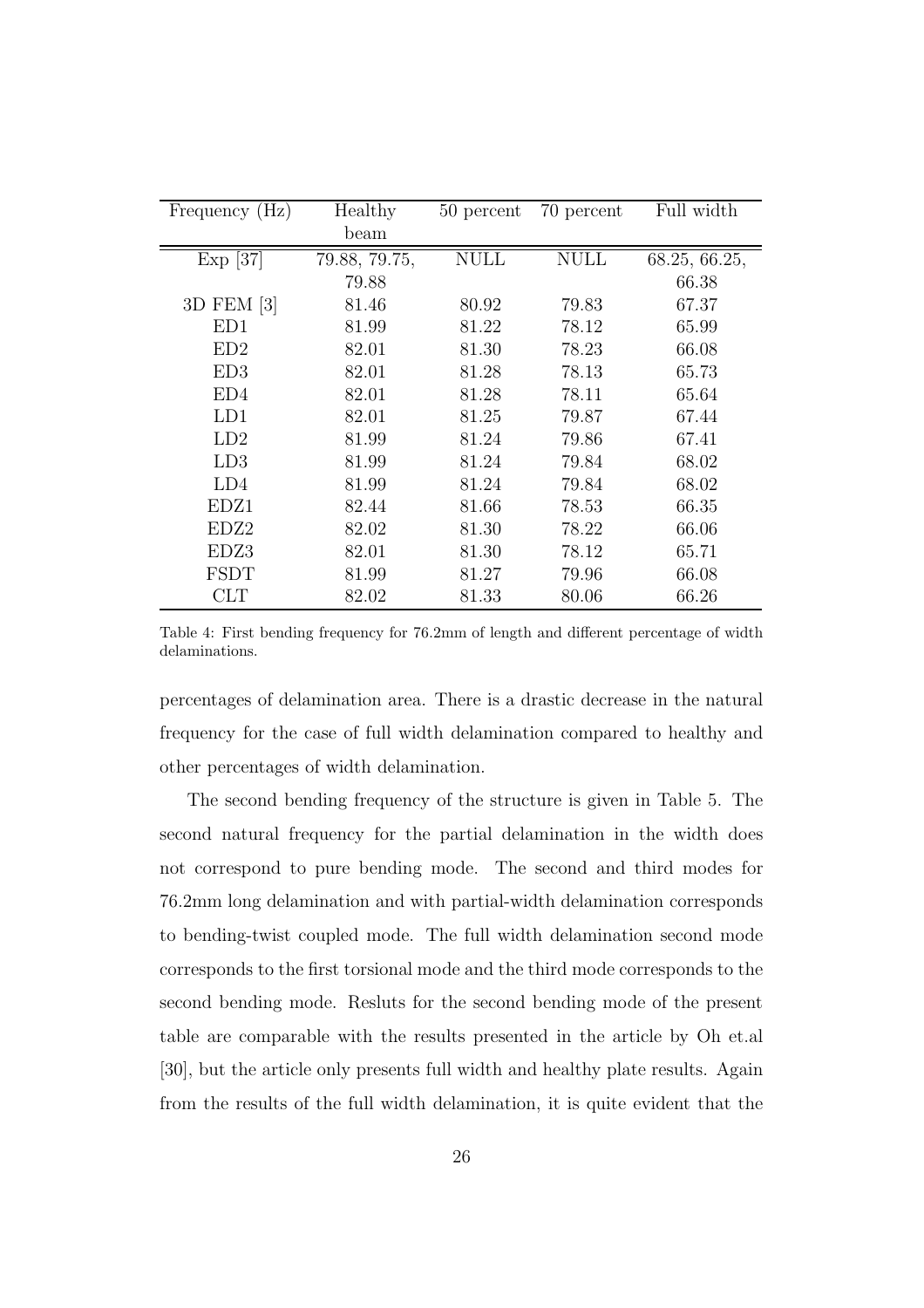| Frequency (Hz) | Healthy beam | 50 percent | 70 percent | Full width |
|---|---|---|---|---|
| Exp [37] | 79.88, 79.75, 79.88 | NULL | NULL | 68.25, 66.25, 66.38 |
| 3D FEM [3] | 81.46 | 80.92 | 79.83 | 67.37 |
| ED1 | 81.99 | 81.22 | 78.12 | 65.99 |
| ED2 | 82.01 | 81.30 | 78.23 | 66.08 |
| ED3 | 82.01 | 81.28 | 78.13 | 65.73 |
| ED4 | 82.01 | 81.28 | 78.11 | 65.64 |
| LD1 | 82.01 | 81.25 | 79.87 | 67.44 |
| LD2 | 81.99 | 81.24 | 79.86 | 67.41 |
| LD3 | 81.99 | 81.24 | 79.84 | 68.02 |
| LD4 | 81.99 | 81.24 | 79.84 | 68.02 |
| EDZ1 | 82.44 | 81.66 | 78.53 | 66.35 |
| EDZ2 | 82.02 | 81.30 | 78.22 | 66.06 |
| EDZ3 | 82.01 | 81.30 | 78.12 | 65.71 |
| FSDT | 81.99 | 81.27 | 79.96 | 66.08 |
| CLT | 82.02 | 81.33 | 80.06 | 66.26 |

Table 4: First bending frequency for 76.2mm of length and different percentage of width delaminations.

percentages of delamination area. There is a drastic decrease in the natural frequency for the case of full width delamination compared to healthy and other percentages of width delamination.

The second bending frequency of the structure is given in Table 5. The second natural frequency for the partial delamination in the width does not correspond to pure bending mode. The second and third modes for 76.2mm long delamination and with partial-width delamination corresponds to bending-twist coupled mode. The full width delamination second mode corresponds to the first torsional mode and the third mode corresponds to the second bending mode. Resluts for the second bending mode of the present table are comparable with the results presented in the article by Oh et.al [30], but the article only presents full width and healthy plate results. Again from the results of the full width delamination, it is quite evident that the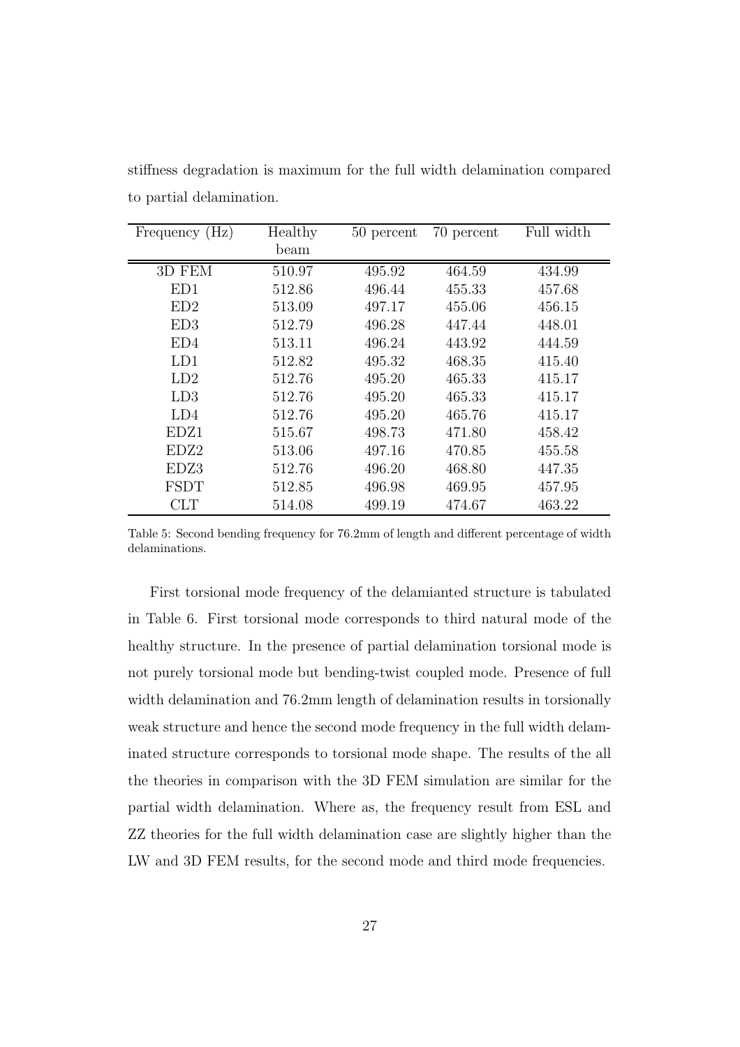stiffness degradation is maximum for the full width delamination compared to partial delamination.

| Frequency (Hz) | Healthy beam | 50 percent | 70 percent | Full width |
|---|---|---|---|---|
| 3D FEM | 510.97 | 495.92 | 464.59 | 434.99 |
| ED1 | 512.86 | 496.44 | 455.33 | 457.68 |
| ED2 | 513.09 | 497.17 | 455.06 | 456.15 |
| ED3 | 512.79 | 496.28 | 447.44 | 448.01 |
| ED4 | 513.11 | 496.24 | 443.92 | 444.59 |
| LD1 | 512.82 | 495.32 | 468.35 | 415.40 |
| LD2 | 512.76 | 495.20 | 465.33 | 415.17 |
| LD3 | 512.76 | 495.20 | 465.33 | 415.17 |
| LD4 | 512.76 | 495.20 | 465.76 | 415.17 |
| EDZ1 | 515.67 | 498.73 | 471.80 | 458.42 |
| EDZ2 | 513.06 | 497.16 | 470.85 | 455.58 |
| EDZ3 | 512.76 | 496.20 | 468.80 | 447.35 |
| FSDT | 512.85 | 496.98 | 469.95 | 457.95 |
| CLT | 514.08 | 499.19 | 474.67 | 463.22 |

Table 5: Second bending frequency for 76.2mm of length and different percentage of width delaminations.

First torsional mode frequency of the delamianted structure is tabulated in Table 6. First torsional mode corresponds to third natural mode of the healthy structure. In the presence of partial delamination torsional mode is not purely torsional mode but bending-twist coupled mode. Presence of full width delamination and 76.2mm length of delamination results in torsionally weak structure and hence the second mode frequency in the full width delaminated structure corresponds to torsional mode shape. The results of the all the theories in comparison with the 3D FEM simulation are similar for the partial width delamination. Where as, the frequency result from ESL and ZZ theories for the full width delamination case are slightly higher than the LW and 3D FEM results, for the second mode and third mode frequencies.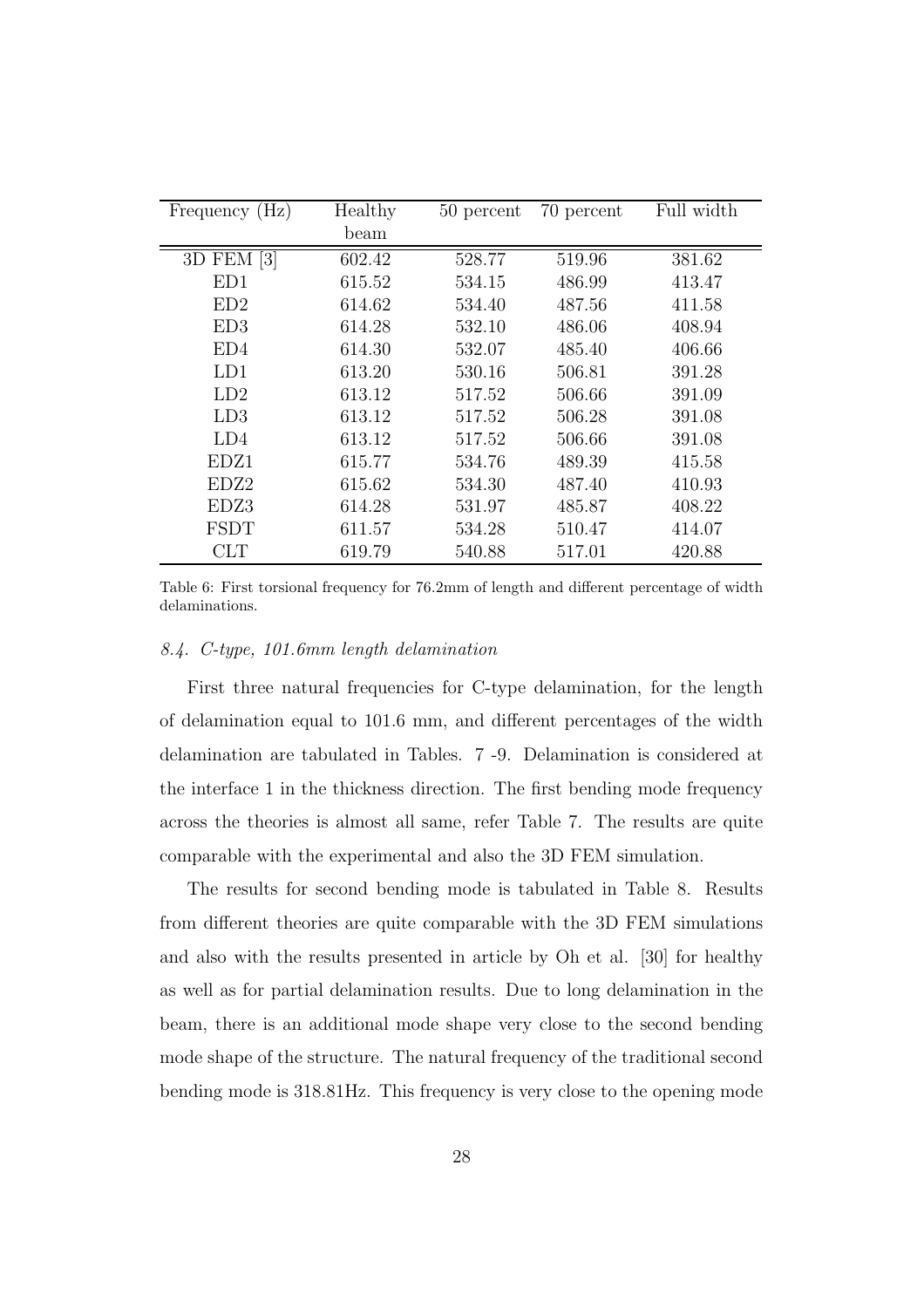| Frequency (Hz) | Healthy beam | 50 percent | 70 percent | Full width |
|---|---|---|---|---|
| 3D FEM [3] | 602.42 | 528.77 | 519.96 | 381.62 |
| ED1 | 615.52 | 534.15 | 486.99 | 413.47 |
| ED2 | 614.62 | 534.40 | 487.56 | 411.58 |
| ED3 | 614.28 | 532.10 | 486.06 | 408.94 |
| ED4 | 614.30 | 532.07 | 485.40 | 406.66 |
| LD1 | 613.20 | 530.16 | 506.81 | 391.28 |
| LD2 | 613.12 | 517.52 | 506.66 | 391.09 |
| LD3 | 613.12 | 517.52 | 506.28 | 391.08 |
| LD4 | 613.12 | 517.52 | 506.66 | 391.08 |
| EDZ1 | 615.77 | 534.76 | 489.39 | 415.58 |
| EDZ2 | 615.62 | 534.30 | 487.40 | 410.93 |
| EDZ3 | 614.28 | 531.97 | 485.87 | 408.22 |
| FSDT | 611.57 | 534.28 | 510.47 | 414.07 |
| CLT | 619.79 | 540.88 | 517.01 | 420.88 |

Table 6: First torsional frequency for 76.2mm of length and different percentage of width delaminations.

### *8.4. C-type, 101.6mm length delamination*

First three natural frequencies for C-type delamination, for the length of delamination equal to 101.6 mm, and different percentages of the width delamination are tabulated in Tables. 7 -9. Delamination is considered at the interface 1 in the thickness direction. The first bending mode frequency across the theories is almost all same, refer Table 7. The results are quite comparable with the experimental and also the 3D FEM simulation.

The results for second bending mode is tabulated in Table 8. Results from different theories are quite comparable with the 3D FEM simulations and also with the results presented in article by Oh et al. [30] for healthy as well as for partial delamination results. Due to long delamination in the beam, there is an additional mode shape very close to the second bending mode shape of the structure. The natural frequency of the traditional second bending mode is 318.81Hz. This frequency is very close to the opening mode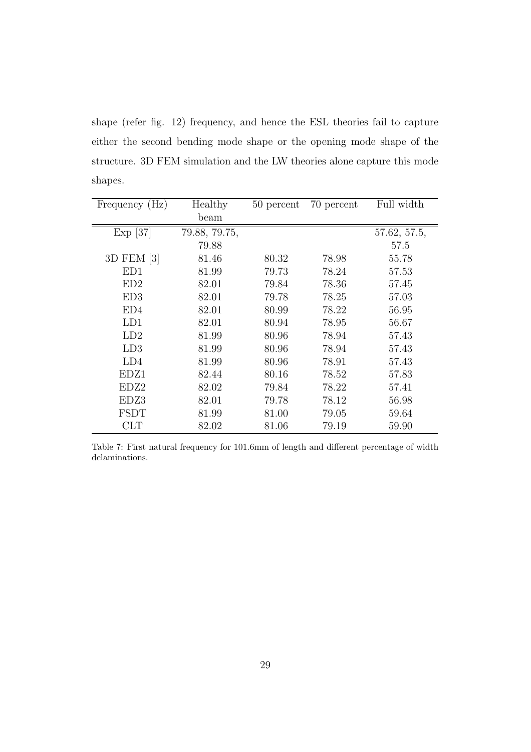shape (refer fig. 12) frequency, and hence the ESL theories fail to capture either the second bending mode shape or the opening mode shape of the structure. 3D FEM simulation and the LW theories alone capture this mode shapes.

| Frequency (Hz) | Healthy beam | 50 percent | 70 percent | Full width |
|---|---|---|---|---|
| Exp [37] | 79.88, 79.75, 79.88 | | | 57.62, 57.5, 57.5 |
| 3D FEM [3] | 81.46 | 80.32 | 78.98 | 55.78 |
| ED1 | 81.99 | 79.73 | 78.24 | 57.53 |
| ED2 | 82.01 | 79.84 | 78.36 | 57.45 |
| ED3 | 82.01 | 79.78 | 78.25 | 57.03 |
| ED4 | 82.01 | 80.99 | 78.22 | 56.95 |
| LD1 | 82.01 | 80.94 | 78.95 | 56.67 |
| LD2 | 81.99 | 80.96 | 78.94 | 57.43 |
| LD3 | 81.99 | 80.96 | 78.94 | 57.43 |
| LD4 | 81.99 | 80.96 | 78.91 | 57.43 |
| EDZ1 | 82.44 | 80.16 | 78.52 | 57.83 |
| EDZ2 | 82.02 | 79.84 | 78.22 | 57.41 |
| EDZ3 | 82.01 | 79.78 | 78.12 | 56.98 |
| FSDT | 81.99 | 81.00 | 79.05 | 59.64 |
| CLT | 82.02 | 81.06 | 79.19 | 59.90 |

Table 7: First natural frequency for 101.6mm of length and different percentage of width delaminations.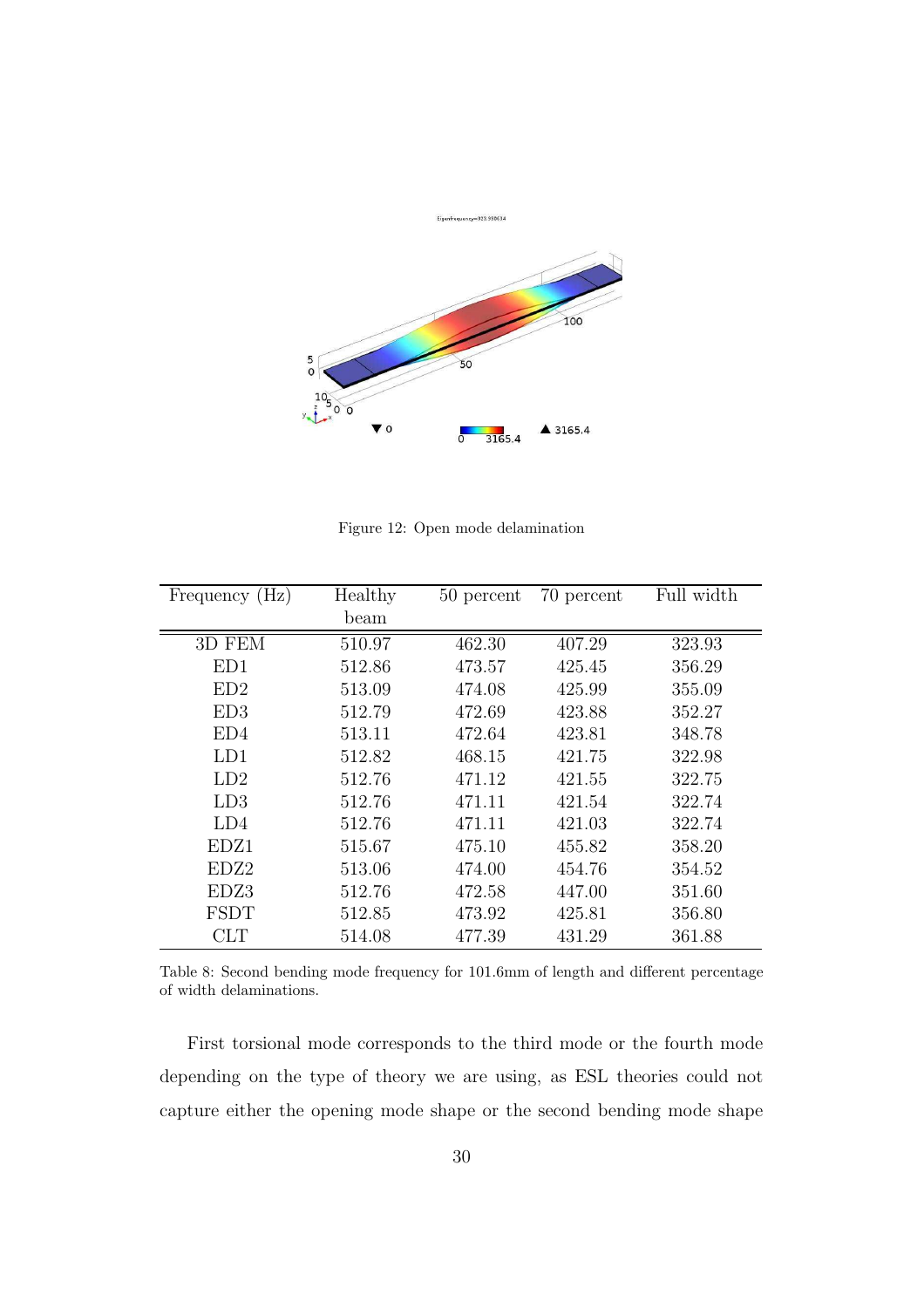Figure 12: Open mode delamination

| Frequency (Hz) | Healthy beam | 50 percent | 70 percent | Full width |
|---|---|---|---|---|
| 3D FEM | 510.97 | 462.30 | 407.29 | 323.93 |
| ED1 | 512.86 | 473.57 | 425.45 | 356.29 |
| ED2 | 513.09 | 474.08 | 425.99 | 355.09 |
| ED3 | 512.79 | 472.69 | 423.88 | 352.27 |
| ED4 | 513.11 | 472.64 | 423.81 | 348.78 |
| LD1 | 512.82 | 468.15 | 421.75 | 322.98 |
| LD2 | 512.76 | 471.12 | 421.55 | 322.75 |
| LD3 | 512.76 | 471.11 | 421.54 | 322.74 |
| LD4 | 512.76 | 471.11 | 421.03 | 322.74 |
| EDZ1 | 515.67 | 475.10 | 455.82 | 358.20 |
| EDZ2 | 513.06 | 474.00 | 454.76 | 354.52 |
| EDZ3 | 512.76 | 472.58 | 447.00 | 351.60 |
| FSDT | 512.85 | 473.92 | 425.81 | 356.80 |
| CLT | 514.08 | 477.39 | 431.29 | 361.88 |

Table 8: Second bending mode frequency for 101.6mm of length and different percentage of width delaminations.

First torsional mode corresponds to the third mode or the fourth mode depending on the type of theory we are using, as ESL theories could not capture either the opening mode shape or the second bending mode shape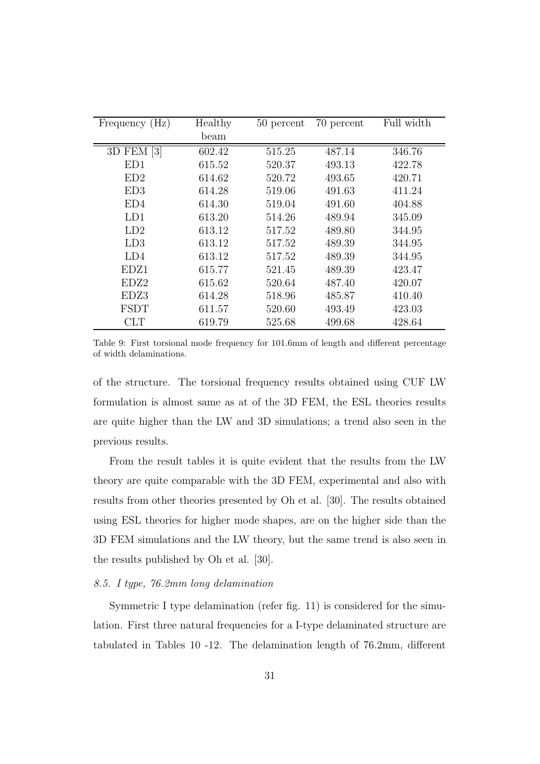| Frequency (Hz) | Healthy beam | 50 percent | 70 percent | Full width |
|---|---|---|---|---|
| 3D FEM [3] | 602.42 | 515.25 | 487.14 | 346.76 |
| ED1 | 615.52 | 520.37 | 493.13 | 422.78 |
| ED2 | 614.62 | 520.72 | 493.65 | 420.71 |
| ED3 | 614.28 | 519.06 | 491.63 | 411.24 |
| ED4 | 614.30 | 519.04 | 491.60 | 404.88 |
| LD1 | 613.20 | 514.26 | 489.94 | 345.09 |
| LD2 | 613.12 | 517.52 | 489.80 | 344.95 |
| LD3 | 613.12 | 517.52 | 489.39 | 344.95 |
| LD4 | 613.12 | 517.52 | 489.39 | 344.95 |
| EDZ1 | 615.77 | 521.45 | 489.39 | 423.47 |
| EDZ2 | 615.62 | 520.64 | 487.40 | 420.07 |
| EDZ3 | 614.28 | 518.96 | 485.87 | 410.40 |
| FSDT | 611.57 | 520.60 | 493.49 | 423.03 |
| CLT | 619.79 | 525.68 | 499.68 | 428.64 |

Table 9: First torsional mode frequency for 101.6mm of length and different percentage of width delaminations.

of the structure. The torsional frequency results obtained using CUF LW formulation is almost same as at of the 3D FEM, the ESL theories results are quite higher than the LW and 3D simulations; a trend also seen in the previous results.

From the result tables it is quite evident that the results from the LW theory are quite comparable with the 3D FEM, experimental and also with results from other theories presented by Oh et al. [30]. The results obtained using ESL theories for higher mode shapes, are on the higher side than the 3D FEM simulations and the LW theory, but the same trend is also seen in the results published by Oh et al. [30].

### *8.5. I type, 76.2mm long delamination*

Symmetric I type delamination (refer fig. 11) is considered for the simulation. First three natural frequencies for a I-type delaminated structure are tabulated in Tables 10 -12. The delamination length of 76.2mm, different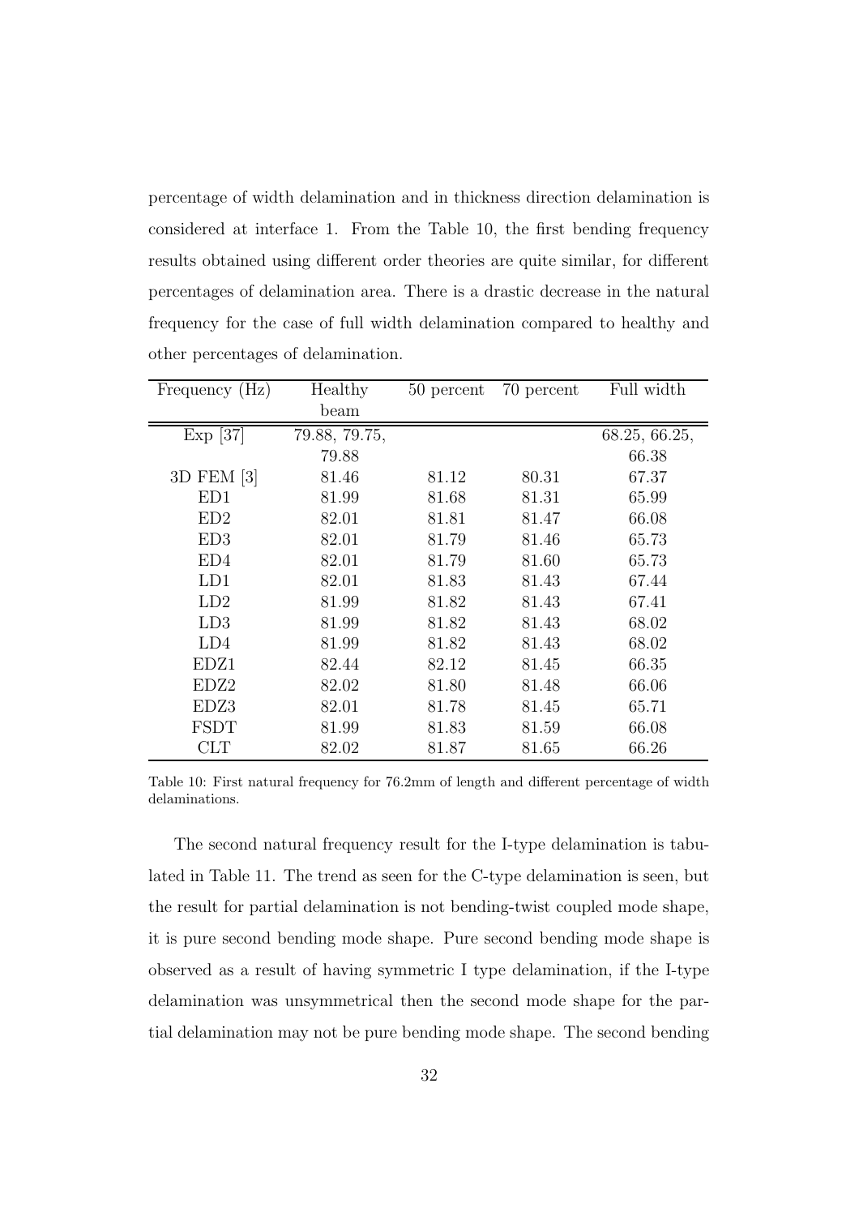percentage of width delamination and in thickness direction delamination is considered at interface 1. From the Table 10, the first bending frequency results obtained using different order theories are quite similar, for different percentages of delamination area. There is a drastic decrease in the natural frequency for the case of full width delamination compared to healthy and other percentages of delamination.

| Frequency (Hz) | Healthy beam | 50 percent | 70 percent | Full width |
|---|---|---|---|---|
| Exp [37] | 79.88, 79.75, 79.88 | | | 68.25, 66.25, 66.38 |
| 3D FEM [3] | 81.46 | 81.12 | 80.31 | 67.37 |
| ED1 | 81.99 | 81.68 | 81.31 | 65.99 |
| ED2 | 82.01 | 81.81 | 81.47 | 66.08 |
| ED3 | 82.01 | 81.79 | 81.46 | 65.73 |
| ED4 | 82.01 | 81.79 | 81.60 | 65.73 |
| LD1 | 82.01 | 81.83 | 81.43 | 67.44 |
| LD2 | 81.99 | 81.82 | 81.43 | 67.41 |
| LD3 | 81.99 | 81.82 | 81.43 | 68.02 |
| LD4 | 81.99 | 81.82 | 81.43 | 68.02 |
| EDZ1 | 82.44 | 82.12 | 81.45 | 66.35 |
| EDZ2 | 82.02 | 81.80 | 81.48 | 66.06 |
| EDZ3 | 82.01 | 81.78 | 81.45 | 65.71 |
| FSDT | 81.99 | 81.83 | 81.59 | 66.08 |
| CLT | 82.02 | 81.87 | 81.65 | 66.26 |

Table 10: First natural frequency for 76.2mm of length and different percentage of width delaminations.

The second natural frequency result for the I-type delamination is tabulated in Table 11. The trend as seen for the C-type delamination is seen, but the result for partial delamination is not bending-twist coupled mode shape, it is pure second bending mode shape. Pure second bending mode shape is observed as a result of having symmetric I type delamination, if the I-type delamination was unsymmetrical then the second mode shape for the partial delamination may not be pure bending mode shape. The second bending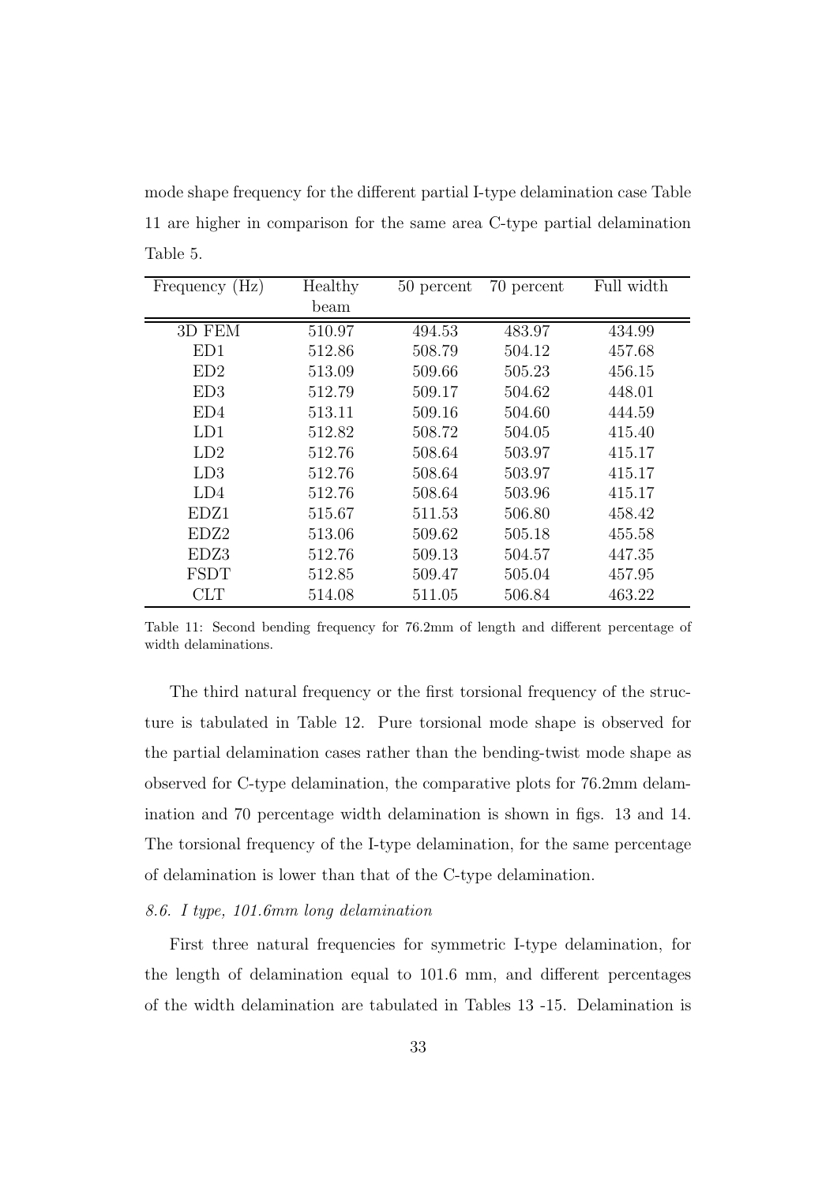mode shape frequency for the different partial I-type delamination case Table 11 are higher in comparison for the same area C-type partial delamination Table 5.

| Frequency (Hz) | Healthy beam | 50 percent | 70 percent | Full width |
|---|---|---|---|---|
| 3D FEM | 510.97 | 494.53 | 483.97 | 434.99 |
| ED1 | 512.86 | 508.79 | 504.12 | 457.68 |
| ED2 | 513.09 | 509.66 | 505.23 | 456.15 |
| ED3 | 512.79 | 509.17 | 504.62 | 448.01 |
| ED4 | 513.11 | 509.16 | 504.60 | 444.59 |
| LD1 | 512.82 | 508.72 | 504.05 | 415.40 |
| LD2 | 512.76 | 508.64 | 503.97 | 415.17 |
| LD3 | 512.76 | 508.64 | 503.97 | 415.17 |
| LD4 | 512.76 | 508.64 | 503.96 | 415.17 |
| EDZ1 | 515.67 | 511.53 | 506.80 | 458.42 |
| EDZ2 | 513.06 | 509.62 | 505.18 | 455.58 |
| EDZ3 | 512.76 | 509.13 | 504.57 | 447.35 |
| FSDT | 512.85 | 509.47 | 505.04 | 457.95 |
| CLT | 514.08 | 511.05 | 506.84 | 463.22 |

Table 11: Second bending frequency for 76.2mm of length and different percentage of width delaminations.

The third natural frequency or the first torsional frequency of the structure is tabulated in Table 12. Pure torsional mode shape is observed for the partial delamination cases rather than the bending-twist mode shape as observed for C-type delamination, the comparative plots for 76.2mm delamination and 70 percentage width delamination is shown in figs. 13 and 14. The torsional frequency of the I-type delamination, for the same percentage of delamination is lower than that of the C-type delamination.

*8.6. I type, 101.6mm long delamination*

First three natural frequencies for symmetric I-type delamination, for the length of delamination equal to 101.6 mm, and different percentages of the width delamination are tabulated in Tables 13 -15. Delamination is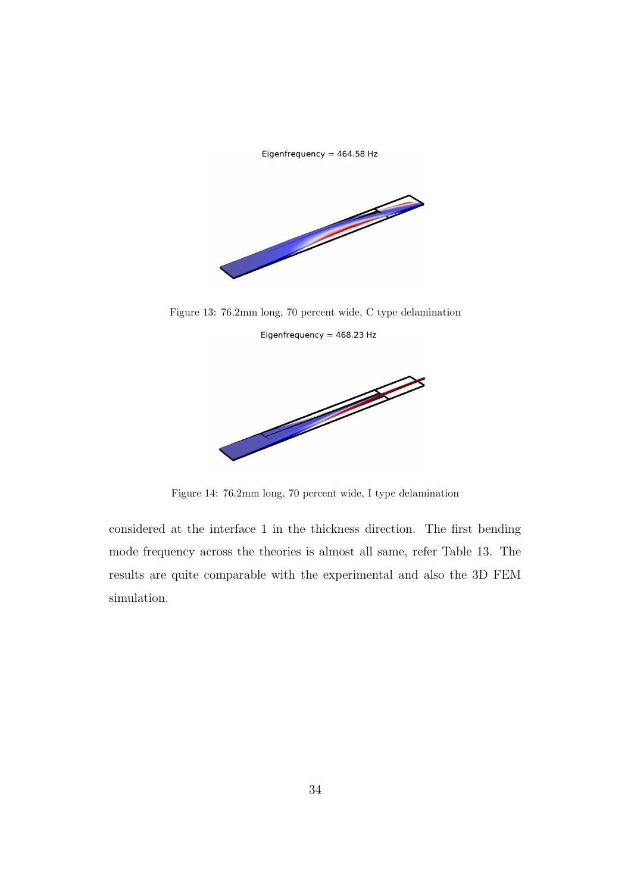Eigenfrequency = 464.58 Hz

Figure 13: 76.2mm long, 70 percent wide, C type delamination

Eigenfrequency = 468.23 Hz

Figure 14: 76.2mm long, 70 percent wide, I type delamination

considered at the interface 1 in the thickness direction. The first bending mode frequency across the theories is almost all same, refer Table 13. The results are quite comparable with the experimental and also the 3D FEM simulation.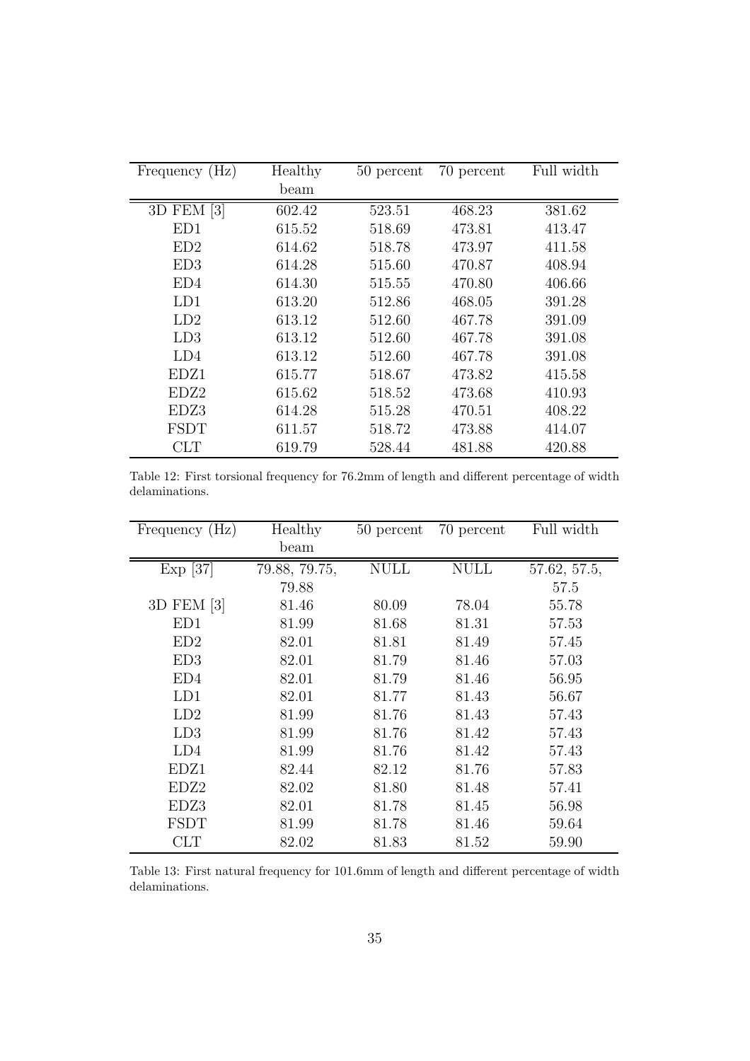| Frequency (Hz) | Healthy beam | 50 percent | 70 percent | Full width |
|---|---|---|---|---|
| 3D FEM [3] | 602.42 | 523.51 | 468.23 | 381.62 |
| ED1 | 615.52 | 518.69 | 473.81 | 413.47 |
| ED2 | 614.62 | 518.78 | 473.97 | 411.58 |
| ED3 | 614.28 | 515.60 | 470.87 | 408.94 |
| ED4 | 614.30 | 515.55 | 470.80 | 406.66 |
| LD1 | 613.20 | 512.86 | 468.05 | 391.28 |
| LD2 | 613.12 | 512.60 | 467.78 | 391.09 |
| LD3 | 613.12 | 512.60 | 467.78 | 391.08 |
| LD4 | 613.12 | 512.60 | 467.78 | 391.08 |
| EDZ1 | 615.77 | 518.67 | 473.82 | 415.58 |
| EDZ2 | 615.62 | 518.52 | 473.68 | 410.93 |
| EDZ3 | 614.28 | 515.28 | 470.51 | 408.22 |
| FSDT | 611.57 | 518.72 | 473.88 | 414.07 |
| CLT | 619.79 | 528.44 | 481.88 | 420.88 |

Table 12: First torsional frequency for 76.2mm of length and different percentage of width delaminations.

| Frequency (Hz) | Healthy beam | 50 percent | 70 percent | Full width |
|---|---|---|---|---|
| Exp [37] | 79.88, 79.75, 79.88 | NULL | NULL | 57.62, 57.5, 57.5 |
| 3D FEM [3] | 81.46 | 80.09 | 78.04 | 55.78 |
| ED1 | 81.99 | 81.68 | 81.31 | 57.53 |
| ED2 | 82.01 | 81.81 | 81.49 | 57.45 |
| ED3 | 82.01 | 81.79 | 81.46 | 57.03 |
| ED4 | 82.01 | 81.79 | 81.46 | 56.95 |
| LD1 | 82.01 | 81.77 | 81.43 | 56.67 |
| LD2 | 81.99 | 81.76 | 81.43 | 57.43 |
| LD3 | 81.99 | 81.76 | 81.42 | 57.43 |
| LD4 | 81.99 | 81.76 | 81.42 | 57.43 |
| EDZ1 | 82.44 | 82.12 | 81.76 | 57.83 |
| EDZ2 | 82.02 | 81.80 | 81.48 | 57.41 |
| EDZ3 | 82.01 | 81.78 | 81.45 | 56.98 |
| FSDT | 81.99 | 81.78 | 81.46 | 59.64 |
| CLT | 82.02 | 81.83 | 81.52 | 59.90 |

Table 13: First natural frequency for 101.6mm of length and different percentage of width delaminations.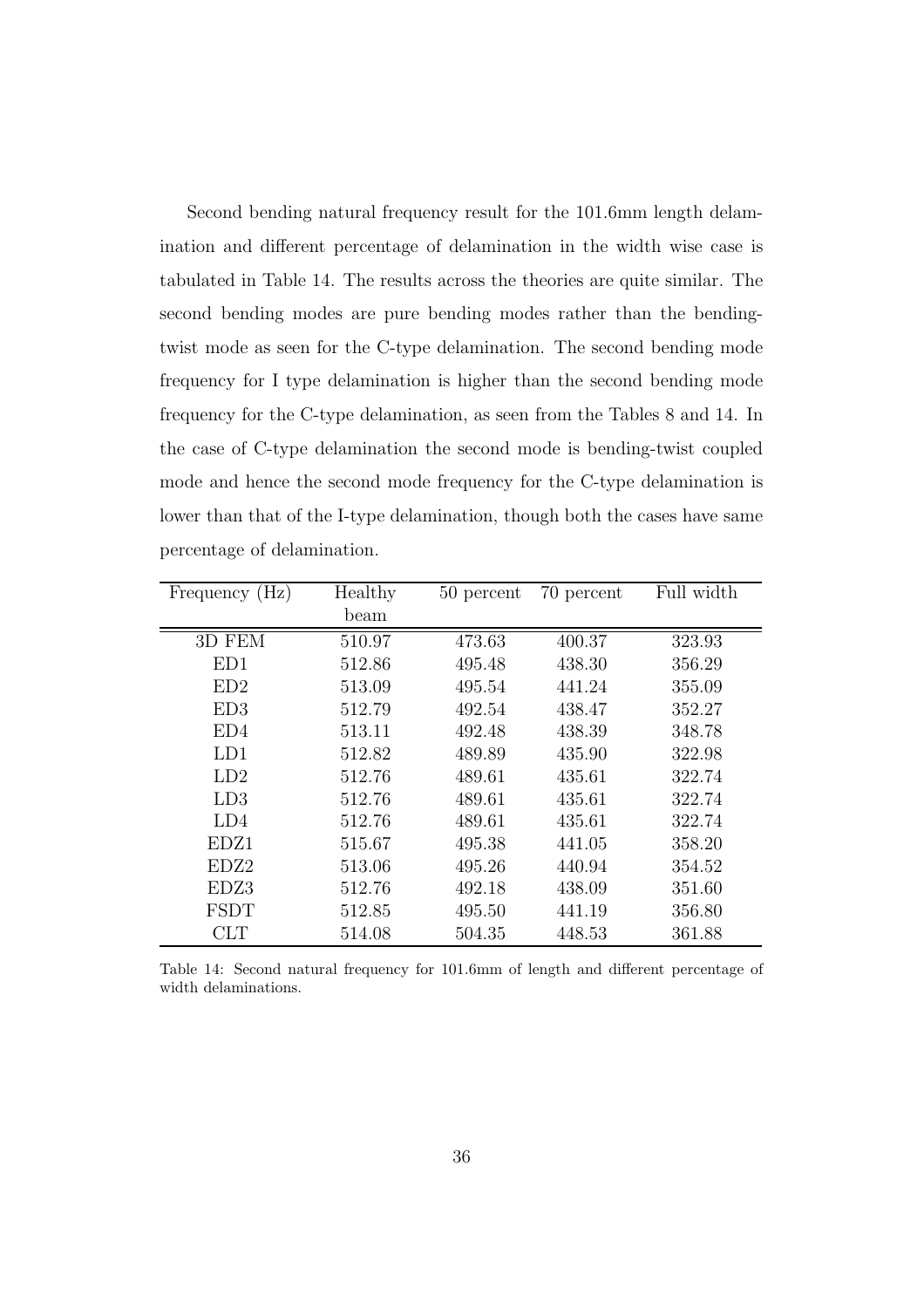Second bending natural frequency result for the 101.6mm length delamination and different percentage of delamination in the width wise case is tabulated in Table 14. The results across the theories are quite similar. The second bending modes are pure bending modes rather than the bending-twist mode as seen for the C-type delamination. The second bending mode frequency for I type delamination is higher than the second bending mode frequency for the C-type delamination, as seen from the Tables 8 and 14. In the case of C-type delamination the second mode is bending-twist coupled mode and hence the second mode frequency for the C-type delamination is lower than that of the I-type delamination, though both the cases have same percentage of delamination.

| Frequency (Hz) | Healthy beam | 50 percent | 70 percent | Full width |
|---|---|---|---|---|
| 3D FEM | 510.97 | 473.63 | 400.37 | 323.93 |
| ED1 | 512.86 | 495.48 | 438.30 | 356.29 |
| ED2 | 513.09 | 495.54 | 441.24 | 355.09 |
| ED3 | 512.79 | 492.54 | 438.47 | 352.27 |
| ED4 | 513.11 | 492.48 | 438.39 | 348.78 |
| LD1 | 512.82 | 489.89 | 435.90 | 322.98 |
| LD2 | 512.76 | 489.61 | 435.61 | 322.74 |
| LD3 | 512.76 | 489.61 | 435.61 | 322.74 |
| LD4 | 512.76 | 489.61 | 435.61 | 322.74 |
| EDZ1 | 515.67 | 495.38 | 441.05 | 358.20 |
| EDZ2 | 513.06 | 495.26 | 440.94 | 354.52 |
| EDZ3 | 512.76 | 492.18 | 438.09 | 351.60 |
| FSDT | 512.85 | 495.50 | 441.19 | 356.80 |
| CLT | 514.08 | 504.35 | 448.53 | 361.88 |

Table 14: Second natural frequency for 101.6mm of length and different percentage of width delaminations.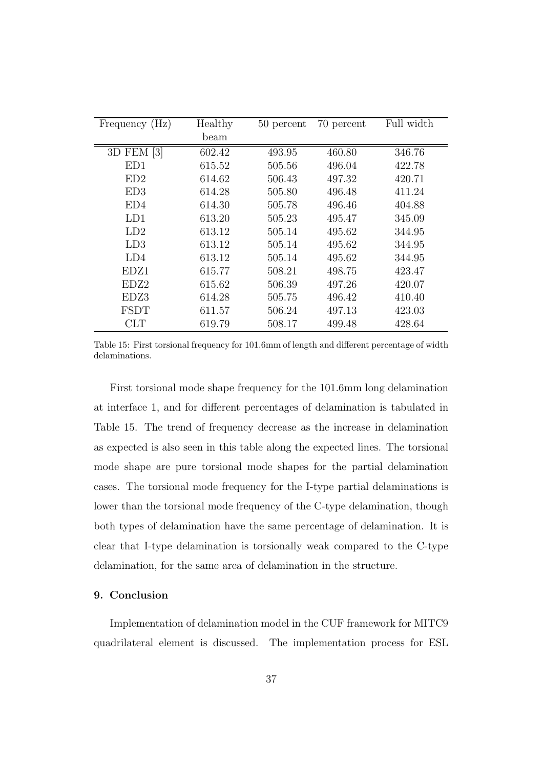| Frequency (Hz) | Healthy beam | 50 percent | 70 percent | Full width |
|---|---|---|---|---|
| 3D FEM [3] | 602.42 | 493.95 | 460.80 | 346.76 |
| ED1 | 615.52 | 505.56 | 496.04 | 422.78 |
| ED2 | 614.62 | 506.43 | 497.32 | 420.71 |
| ED3 | 614.28 | 505.80 | 496.48 | 411.24 |
| ED4 | 614.30 | 505.78 | 496.46 | 404.88 |
| LD1 | 613.20 | 505.23 | 495.47 | 345.09 |
| LD2 | 613.12 | 505.14 | 495.62 | 344.95 |
| LD3 | 613.12 | 505.14 | 495.62 | 344.95 |
| LD4 | 613.12 | 505.14 | 495.62 | 344.95 |
| EDZ1 | 615.77 | 508.21 | 498.75 | 423.47 |
| EDZ2 | 615.62 | 506.39 | 497.26 | 420.07 |
| EDZ3 | 614.28 | 505.75 | 496.42 | 410.40 |
| FSDT | 611.57 | 506.24 | 497.13 | 423.03 |
| CLT | 619.79 | 508.17 | 499.48 | 428.64 |

Table 15: First torsional frequency for 101.6mm of length and different percentage of width delaminations.

First torsional mode shape frequency for the 101.6mm long delamination at interface 1, and for different percentages of delamination is tabulated in Table 15. The trend of frequency decrease as the increase in delamination as expected is also seen in this table along the expected lines. The torsional mode shape are pure torsional mode shapes for the partial delamination cases. The torsional mode frequency for the I-type partial delaminations is lower than the torsional mode frequency of the C-type delamination, though both types of delamination have the same percentage of delamination. It is clear that I-type delamination is torsionally weak compared to the C-type delamination, for the same area of delamination in the structure.

## 9. Conclusion

Implementation of delamination model in the CUF framework for MITC9 quadrilateral element is discussed. The implementation process for ESL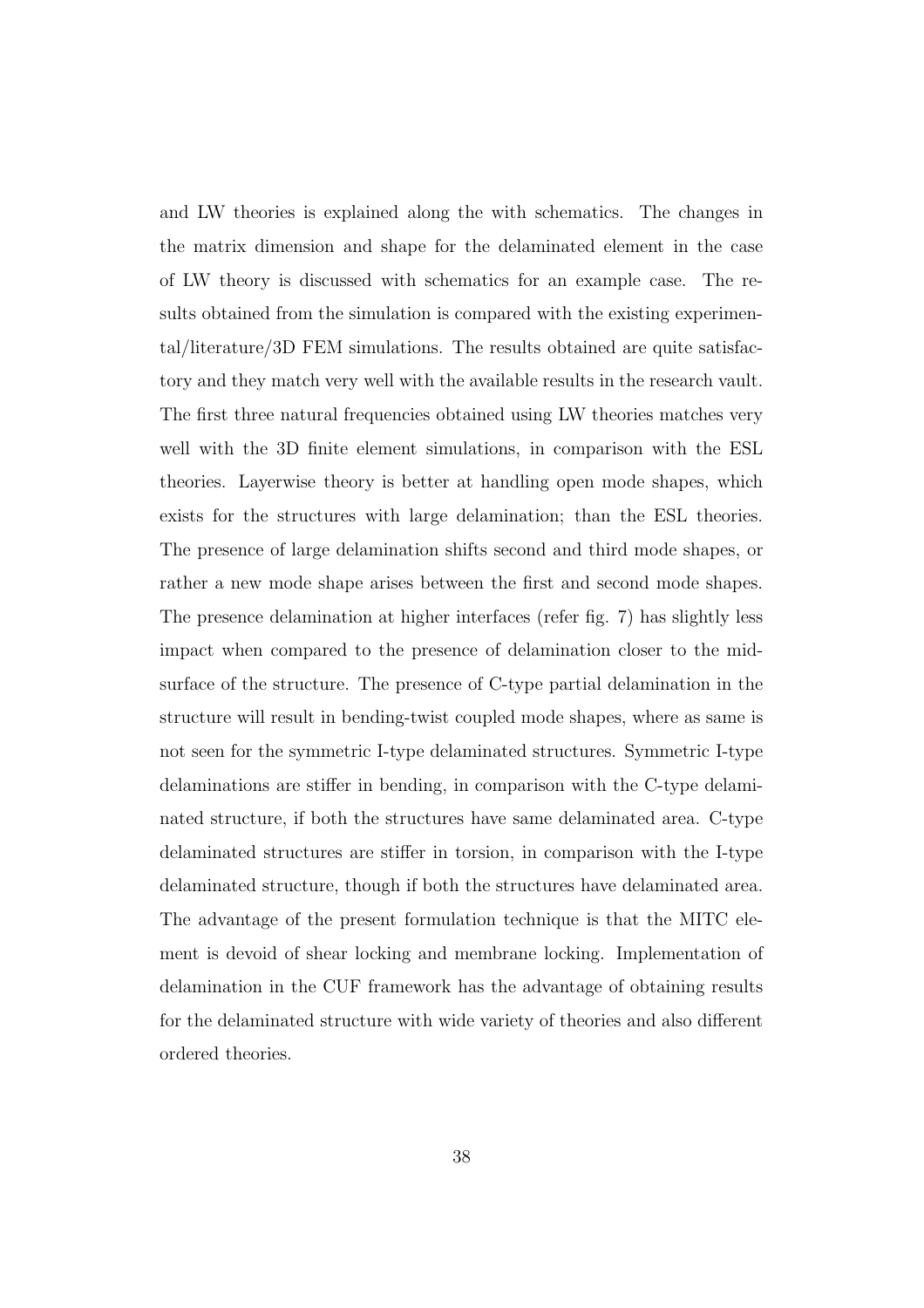and LW theories is explained along the with schematics. The changes in the matrix dimension and shape for the delaminated element in the case of LW theory is discussed with schematics for an example case. The results obtained from the simulation is compared with the existing experimental/literature/3D FEM simulations. The results obtained are quite satisfactory and they match very well with the available results in the research vault. The first three natural frequencies obtained using LW theories matches very well with the 3D finite element simulations, in comparison with the ESL theories. Layerwise theory is better at handling open mode shapes, which exists for the structures with large delamination; than the ESL theories. The presence of large delamination shifts second and third mode shapes, or rather a new mode shape arises between the first and second mode shapes. The presence delamination at higher interfaces (refer fig. 7) has slightly less impact when compared to the presence of delamination closer to the mid-surface of the structure. The presence of C-type partial delamination in the structure will result in bending-twist coupled mode shapes, where as same is not seen for the symmetric I-type delaminated structures. Symmetric I-type delaminations are stiffer in bending, in comparison with the C-type delaminated structure, if both the structures have same delaminated area. C-type delaminated structures are stiffer in torsion, in comparison with the I-type delaminated structure, though if both the structures have delaminated area. The advantage of the present formulation technique is that the MITC element is devoid of shear locking and membrane locking. Implementation of delamination in the CUF framework has the advantage of obtaining results for the delaminated structure with wide variety of theories and also different ordered theories.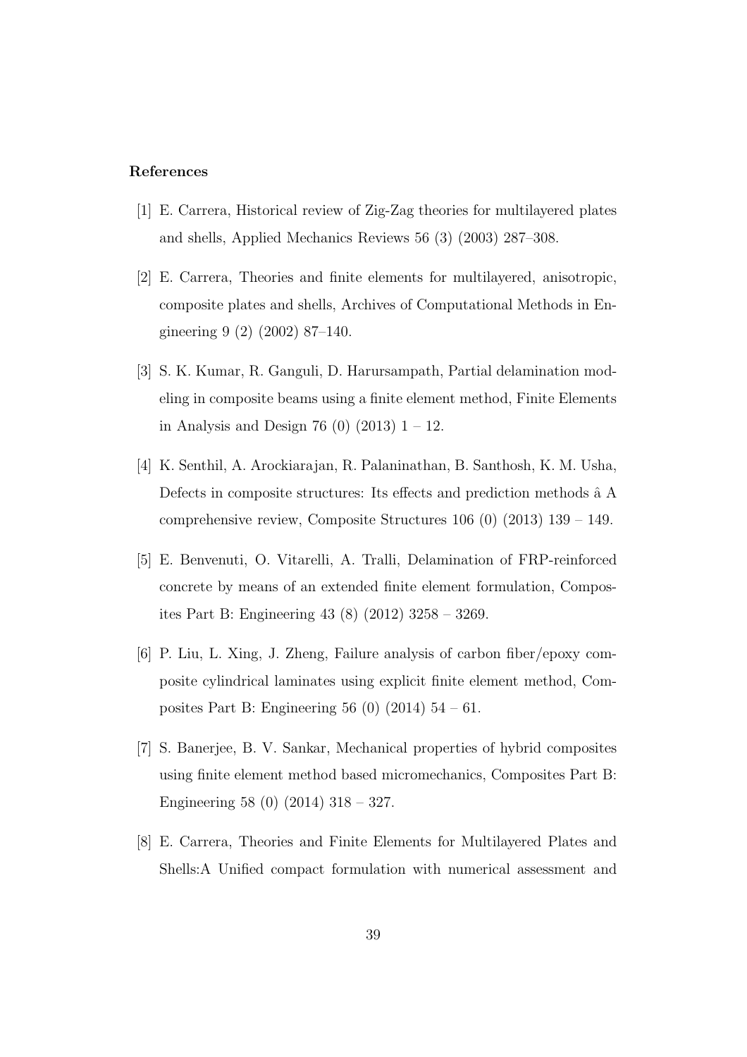**References**

[1] E. Carrera, Historical review of Zig-Zag theories for multilayered plates and shells, Applied Mechanics Reviews 56 (3) (2003) 287–308.

[2] E. Carrera, Theories and finite elements for multilayered, anisotropic, composite plates and shells, Archives of Computational Methods in Engineering 9 (2) (2002) 87–140.

[3] S. K. Kumar, R. Ganguli, D. Harursampath, Partial delamination modeling in composite beams using a finite element method, Finite Elements in Analysis and Design 76 (0) (2013) 1 – 12.

[4] K. Senthil, A. Arockiarajan, R. Palaninathan, B. Santhosh, K. M. Usha, Defects in composite structures: Its effects and prediction methods â A comprehensive review, Composite Structures 106 (0) (2013) 139 – 149.

[5] E. Benvenuti, O. Vitarelli, A. Tralli, Delamination of FRP-reinforced concrete by means of an extended finite element formulation, Composites Part B: Engineering 43 (8) (2012) 3258 – 3269.

[6] P. Liu, L. Xing, J. Zheng, Failure analysis of carbon fiber/epoxy composite cylindrical laminates using explicit finite element method, Composites Part B: Engineering 56 (0) (2014) 54 – 61.

[7] S. Banerjee, B. V. Sankar, Mechanical properties of hybrid composites using finite element method based micromechanics, Composites Part B: Engineering 58 (0) (2014) 318 – 327.

[8] E. Carrera, Theories and Finite Elements for Multilayered Plates and Shells:A Unified compact formulation with numerical assessment and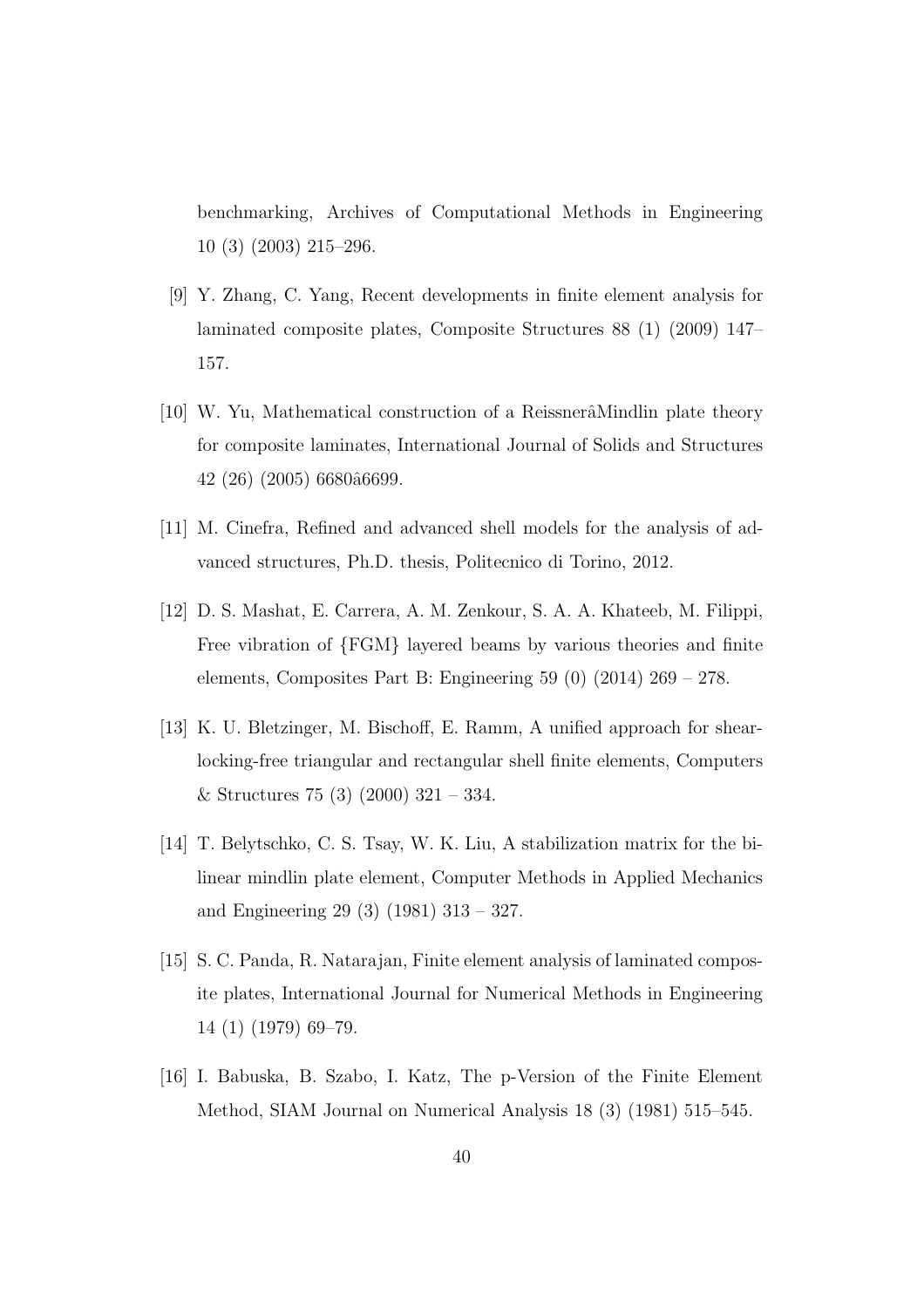benchmarking, Archives of Computational Methods in Engineering 10 (3) (2003) 215–296.

[9] Y. Zhang, C. Yang, Recent developments in finite element analysis for laminated composite plates, Composite Structures 88 (1) (2009) 147–157.

[10] W. Yu, Mathematical construction of a ReissnerâMindlin plate theory for composite laminates, International Journal of Solids and Structures 42 (26) (2005) 6680â6699.

[11] M. Cinefra, Refined and advanced shell models for the analysis of advanced structures, Ph.D. thesis, Politecnico di Torino, 2012.

[12] D. S. Mashat, E. Carrera, A. M. Zenkour, S. A. A. Khateeb, M. Filippi, Free vibration of {FGM} layered beams by various theories and finite elements, Composites Part B: Engineering 59 (0) (2014) 269 – 278.

[13] K. U. Bletzinger, M. Bischoff, E. Ramm, A unified approach for shear-locking-free triangular and rectangular shell finite elements, Computers & Structures 75 (3) (2000) 321 – 334.

[14] T. Belytschko, C. S. Tsay, W. K. Liu, A stabilization matrix for the bilinear mindlin plate element, Computer Methods in Applied Mechanics and Engineering 29 (3) (1981) 313 – 327.

[15] S. C. Panda, R. Natarajan, Finite element analysis of laminated composite plates, International Journal for Numerical Methods in Engineering 14 (1) (1979) 69–79.

[16] I. Babuska, B. Szabo, I. Katz, The p-Version of the Finite Element Method, SIAM Journal on Numerical Analysis 18 (3) (1981) 515–545.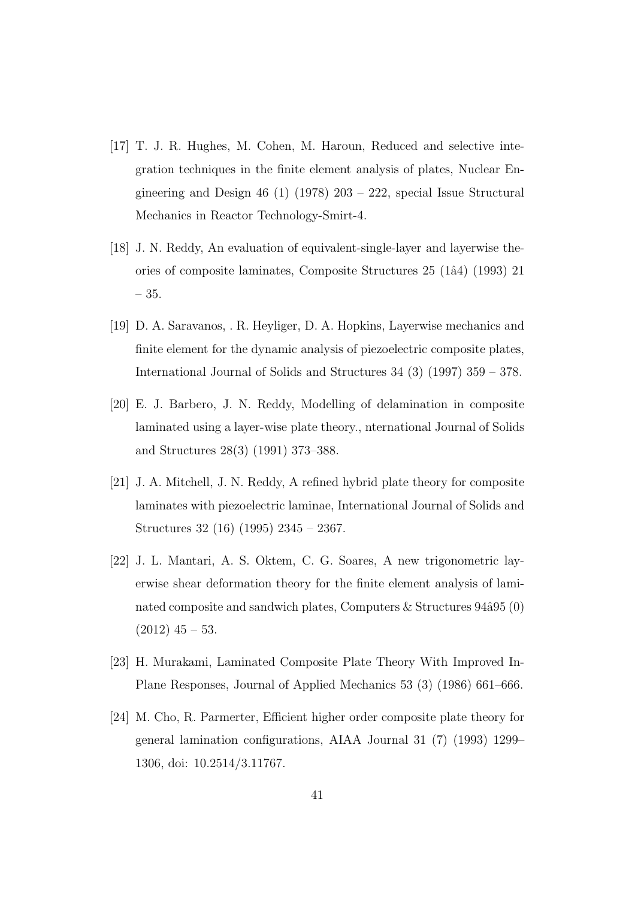[17] T. J. R. Hughes, M. Cohen, M. Haroun, Reduced and selective integration techniques in the finite element analysis of plates, Nuclear Engineering and Design 46 (1) (1978) 203 – 222, special Issue Structural Mechanics in Reactor Technology-Smirt-4.

[18] J. N. Reddy, An evaluation of equivalent-single-layer and layerwise theories of composite laminates, Composite Structures 25 (1â4) (1993) 21 – 35.

[19] D. A. Saravanos, . R. Heyliger, D. A. Hopkins, Layerwise mechanics and finite element for the dynamic analysis of piezoelectric composite plates, International Journal of Solids and Structures 34 (3) (1997) 359 – 378.

[20] E. J. Barbero, J. N. Reddy, Modelling of delamination in composite laminated using a layer-wise plate theory., nternational Journal of Solids and Structures 28(3) (1991) 373–388.

[21] J. A. Mitchell, J. N. Reddy, A refined hybrid plate theory for composite laminates with piezoelectric laminae, International Journal of Solids and Structures 32 (16) (1995) 2345 – 2367.

[22] J. L. Mantari, A. S. Oktem, C. G. Soares, A new trigonometric layerwise shear deformation theory for the finite element analysis of laminated composite and sandwich plates, Computers & Structures 94â95 (0) (2012) 45 – 53.

[23] H. Murakami, Laminated Composite Plate Theory With Improved In-Plane Responses, Journal of Applied Mechanics 53 (3) (1986) 661–666.

[24] M. Cho, R. Parmerter, Efficient higher order composite plate theory for general lamination configurations, AIAA Journal 31 (7) (1993) 1299–1306, doi: 10.2514/3.11767.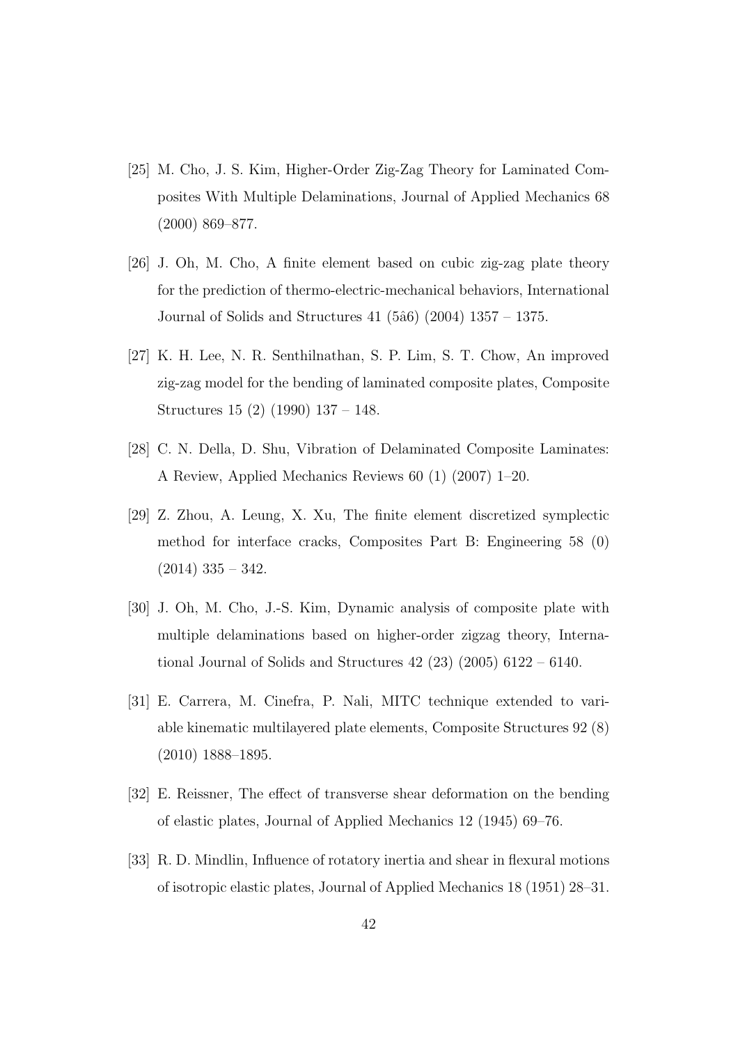[25] M. Cho, J. S. Kim, Higher-Order Zig-Zag Theory for Laminated Composites With Multiple Delaminations, Journal of Applied Mechanics 68 (2000) 869–877.

[26] J. Oh, M. Cho, A finite element based on cubic zig-zag plate theory for the prediction of thermo-electric-mechanical behaviors, International Journal of Solids and Structures 41 (5â6) (2004) 1357 – 1375.

[27] K. H. Lee, N. R. Senthilnathan, S. P. Lim, S. T. Chow, An improved zig-zag model for the bending of laminated composite plates, Composite Structures 15 (2) (1990) 137 – 148.

[28] C. N. Della, D. Shu, Vibration of Delaminated Composite Laminates: A Review, Applied Mechanics Reviews 60 (1) (2007) 1–20.

[29] Z. Zhou, A. Leung, X. Xu, The finite element discretized symplectic method for interface cracks, Composites Part B: Engineering 58 (0) (2014) 335 – 342.

[30] J. Oh, M. Cho, J.-S. Kim, Dynamic analysis of composite plate with multiple delaminations based on higher-order zigzag theory, International Journal of Solids and Structures 42 (23) (2005) 6122 – 6140.

[31] E. Carrera, M. Cinefra, P. Nali, MITC technique extended to variable kinematic multilayered plate elements, Composite Structures 92 (8) (2010) 1888–1895.

[32] E. Reissner, The effect of transverse shear deformation on the bending of elastic plates, Journal of Applied Mechanics 12 (1945) 69–76.

[33] R. D. Mindlin, Influence of rotatory inertia and shear in flexural motions of isotropic elastic plates, Journal of Applied Mechanics 18 (1951) 28–31.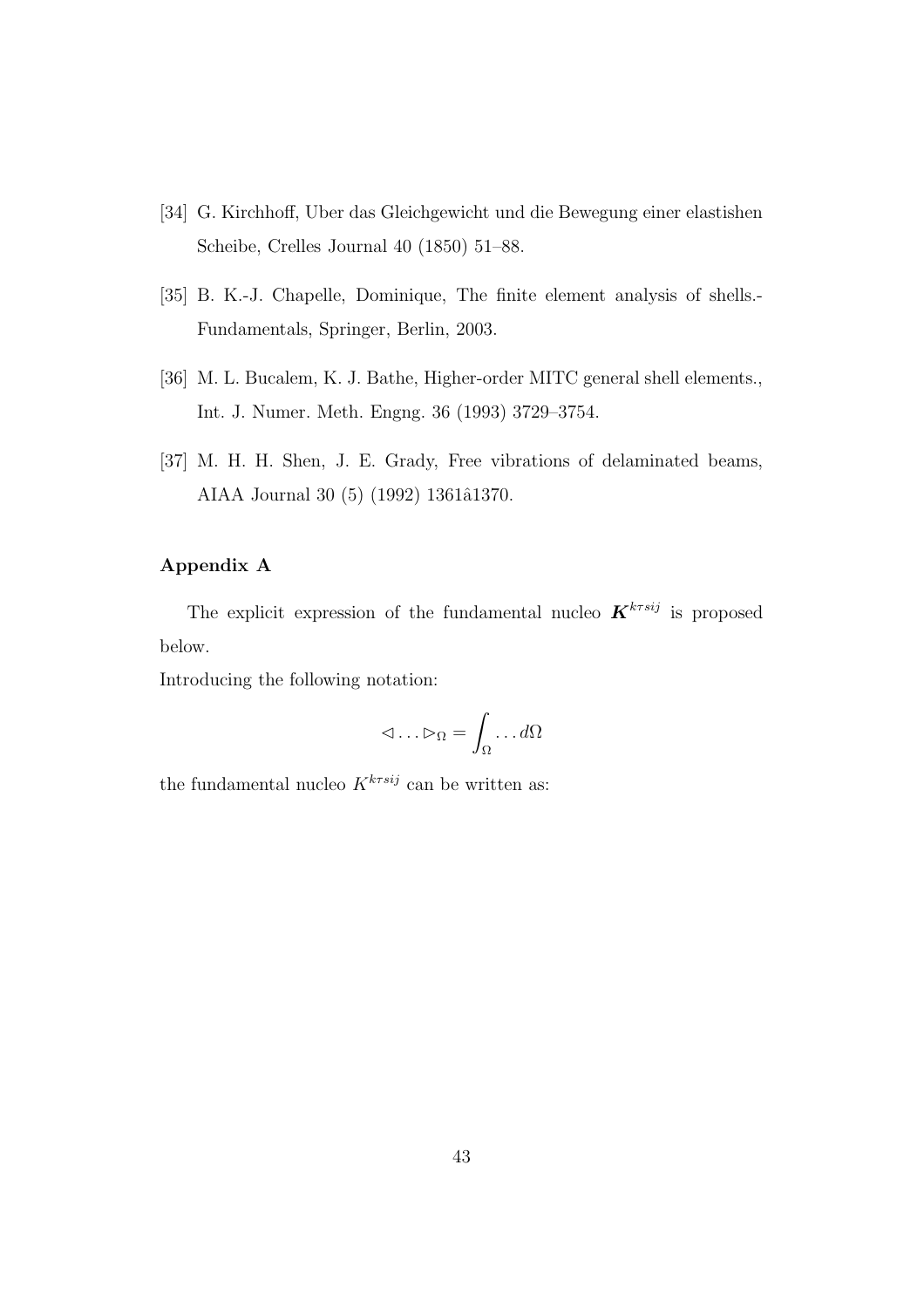[34] G. Kirchhoff, Uber das Gleichgewicht und die Bewegung einer elastishen Scheibe, Crelles Journal 40 (1850) 51–88.

[35] B. K.-J. Chapelle, Dominique, The finite element analysis of shells.- Fundamentals, Springer, Berlin, 2003.

[36] M. L. Bucalem, K. J. Bathe, Higher-order MITC general shell elements., Int. J. Numer. Meth. Engng. 36 (1993) 3729–3754.

[37] M. H. H. Shen, J. E. Grady, Free vibrations of delaminated beams, AIAA Journal 30 (5) (1992) 1361â1370.

## Appendix A

The explicit expression of the fundamental nucleo $\boldsymbol{K}^{k\tau sij}$ is proposed below.

Introducing the following notation:

$$\triangleleft \ldots \triangleright_{\Omega} = \int_{\Omega} \ldots d\Omega$$

the fundamental nucleo $K^{k\tau sij}$ can be written as: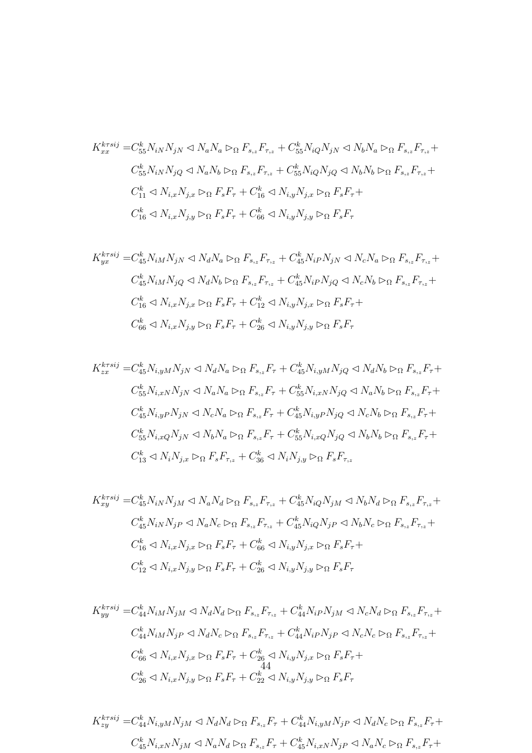$$
\begin{aligned}
K_{xx}^{k\tau sij} =& C_{55}^{k} N_{iN} N_{jN} \lhd N_a N_a \rhd_{\Omega} F_{s_{,z}} F_{\tau_{,z}} + C_{55}^{k} N_{iQ} N_{jN} \lhd N_b N_a \rhd_{\Omega} F_{s_{,z}} F_{\tau_{,z}} + \\
& C_{55}^{k} N_{iN} N_{jQ} \lhd N_a N_b \rhd_{\Omega} F_{s_{,z}} F_{\tau_{,z}} + C_{55}^{k} N_{iQ} N_{jQ} \lhd N_b N_b \rhd_{\Omega} F_{s_{,z}} F_{\tau_{,z}} + \\
& C_{11}^{k} \lhd N_{i,x} N_{j,x} \rhd_{\Omega} F_s F_{\tau} + C_{16}^{k} \lhd N_{i,y} N_{j,x} \rhd_{\Omega} F_s F_{\tau} + \\
& C_{16}^{k} \lhd N_{i,x} N_{j,y} \rhd_{\Omega} F_s F_{\tau} + C_{66}^{k} \lhd N_{i,y} N_{j,y} \rhd_{\Omega} F_s F_{\tau}
\end{aligned}
$$

$$
\begin{aligned}
K_{yx}^{k\tau sij} =& C_{45}^{k} N_{iM} N_{jN} \lhd N_d N_a \rhd_{\Omega} F_{s_{,z}} F_{\tau_{,z}} + C_{45}^{k} N_{iP} N_{jN} \lhd N_c N_a \rhd_{\Omega} F_{s_{,z}} F_{\tau_{,z}} + \\
& C_{45}^{k} N_{iM} N_{jQ} \lhd N_d N_b \rhd_{\Omega} F_{s_{,z}} F_{\tau_{,z}} + C_{45}^{k} N_{iP} N_{jQ} \lhd N_c N_b \rhd_{\Omega} F_{s_{,z}} F_{\tau_{,z}} + \\
& C_{16}^{k} \lhd N_{i,x} N_{j,x} \rhd_{\Omega} F_s F_{\tau} + C_{12}^{k} \lhd N_{i,y} N_{j,x} \rhd_{\Omega} F_s F_{\tau} + \\
& C_{66}^{k} \lhd N_{i,x} N_{j,y} \rhd_{\Omega} F_s F_{\tau} + C_{26}^{k} \lhd N_{i,y} N_{j,y} \rhd_{\Omega} F_s F_{\tau}
\end{aligned}
$$

$$
\begin{aligned}
K_{zx}^{k\tau sij} =& C_{45}^{k} N_{i,yM} N_{jN} \lhd N_d N_a \rhd_{\Omega} F_{s_{,z}} F_{\tau} + C_{45}^{k} N_{i,yM} N_{jQ} \lhd N_d N_b \rhd_{\Omega} F_{s_{,z}} F_{\tau} + \\
& C_{55}^{k} N_{i,xN} N_{jN} \lhd N_a N_a \rhd_{\Omega} F_{s_{,z}} F_{\tau} + C_{55}^{k} N_{i,xN} N_{jQ} \lhd N_a N_b \rhd_{\Omega} F_{s_{,z}} F_{\tau} + \\
& C_{45}^{k} N_{i,yP} N_{jN} \lhd N_c N_a \rhd_{\Omega} F_{s_{,z}} F_{\tau} + C_{45}^{k} N_{i,yP} N_{jQ} \lhd N_c N_b \rhd_{\Omega} F_{s_{,z}} F_{\tau} + \\
& C_{55}^{k} N_{i,xQ} N_{jN} \lhd N_b N_a \rhd_{\Omega} F_{s_{,z}} F_{\tau} + C_{55}^{k} N_{i,xQ} N_{jQ} \lhd N_b N_b \rhd_{\Omega} F_{s_{,z}} F_{\tau} + \\
& C_{13}^{k} \lhd N_i N_{j,x} \rhd_{\Omega} F_s F_{\tau_{,z}} + C_{36}^{k} \lhd N_i N_{j,y} \rhd_{\Omega} F_s F_{\tau_{,z}}
\end{aligned}
$$

$$
\begin{aligned}
K_{xy}^{k\tau sij} =& C_{45}^{k} N_{iN} N_{jM} \lhd N_a N_d \rhd_{\Omega} F_{s_{,z}} F_{\tau_{,z}} + C_{45}^{k} N_{iQ} N_{jM} \lhd N_b N_d \rhd_{\Omega} F_{s_{,z}} F_{\tau_{,z}} + \\
& C_{45}^{k} N_{iN} N_{jP} \lhd N_a N_c \rhd_{\Omega} F_{s_{,z}} F_{\tau_{,z}} + C_{45}^{k} N_{iQ} N_{jP} \lhd N_b N_c \rhd_{\Omega} F_{s_{,z}} F_{\tau_{,z}} + \\
& C_{16}^{k} \lhd N_{i,x} N_{j,x} \rhd_{\Omega} F_s F_{\tau} + C_{66}^{k} \lhd N_{i,y} N_{j,x} \rhd_{\Omega} F_s F_{\tau} + \\
& C_{12}^{k} \lhd N_{i,x} N_{j,y} \rhd_{\Omega} F_s F_{\tau} + C_{26}^{k} \lhd N_{i,y} N_{j,y} \rhd_{\Omega} F_s F_{\tau}
\end{aligned}
$$

$$
\begin{aligned}
K_{yy}^{k\tau sij} =& C_{44}^{k} N_{iM} N_{jM} \lhd N_d N_d \rhd_{\Omega} F_{s_{,z}} F_{\tau_{,z}} + C_{44}^{k} N_{iP} N_{jM} \lhd N_c N_d \rhd_{\Omega} F_{s_{,z}} F_{\tau_{,z}} + \\
& C_{44}^{k} N_{iM} N_{jP} \lhd N_d N_c \rhd_{\Omega} F_{s_{,z}} F_{\tau_{,z}} + C_{44}^{k} N_{iP} N_{jP} \lhd N_c N_c \rhd_{\Omega} F_{s_{,z}} F_{\tau_{,z}} + \\
& C_{66}^{k} \lhd N_{i,x} N_{j,x} \rhd_{\Omega} F_s F_{\tau} + C_{26}^{k} \lhd N_{i,y} N_{j,x} \rhd_{\Omega} F_s F_{\tau} + \\
& C_{26}^{k} \lhd N_{i,x} N_{j,y} \rhd_{\Omega} F_s F_{\tau} + C_{22}^{k} \lhd N_{i,y} N_{j,y} \rhd_{\Omega} F_s F_{\tau}
\end{aligned}
$$

$$
\begin{aligned}
K_{zy}^{k\tau sij} =& C_{44}^{k} N_{i,yM} N_{jM} \lhd N_d N_d \rhd_{\Omega} F_{s_{,z}} F_{\tau} + C_{44}^{k} N_{i,yM} N_{jP} \lhd N_d N_c \rhd_{\Omega} F_{s_{,z}} F_{\tau} + \\
& C_{45}^{k} N_{i,xN} N_{jM} \lhd N_a N_d \rhd_{\Omega} F_{s_{,z}} F_{\tau} + C_{45}^{k} N_{i,xN} N_{jP} \lhd N_a N_c \rhd_{\Omega} F_{s_{,z}} F_{\tau} +
\end{aligned}
$$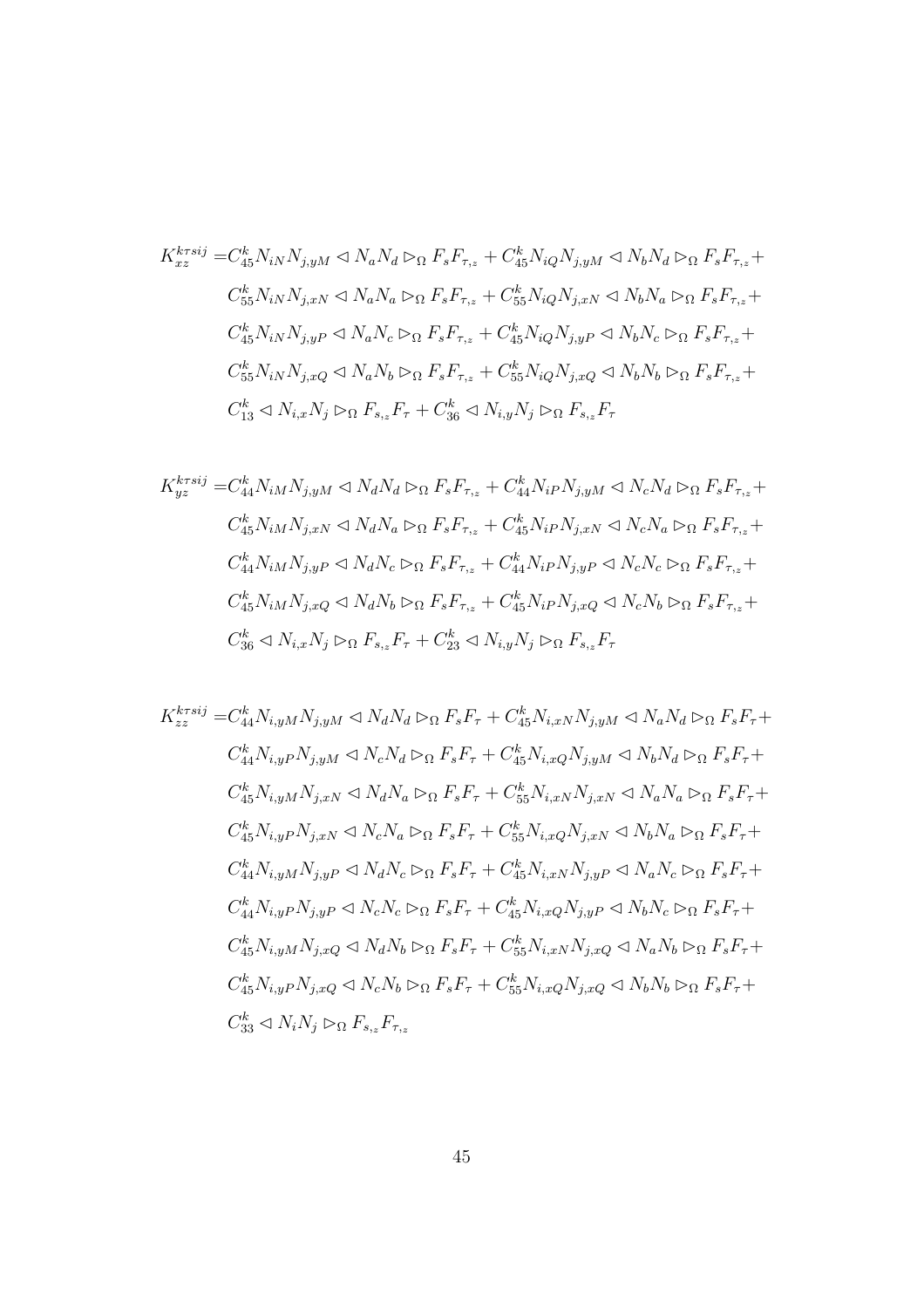$$
\begin{aligned}
K_{xz}^{k\tau sij} =& C_{45}^{k} N_{iN} N_{j,yM} \lhd N_a N_d \rhd_{\Omega} F_s F_{\tau_{,z}} + C_{45}^{k} N_{iQ} N_{j,yM} \lhd N_b N_d \rhd_{\Omega} F_s F_{\tau_{,z}} + \\
& C_{55}^{k} N_{iN} N_{j,xN} \lhd N_a N_a \rhd_{\Omega} F_s F_{\tau_{,z}} + C_{55}^{k} N_{iQ} N_{j,xN} \lhd N_b N_a \rhd_{\Omega} F_s F_{\tau_{,z}} + \\
& C_{45}^{k} N_{iN} N_{j,yP} \lhd N_a N_c \rhd_{\Omega} F_s F_{\tau_{,z}} + C_{45}^{k} N_{iQ} N_{j,yP} \lhd N_b N_c \rhd_{\Omega} F_s F_{\tau_{,z}} + \\
& C_{55}^{k} N_{iN} N_{j,xQ} \lhd N_a N_b \rhd_{\Omega} F_s F_{\tau_{,z}} + C_{55}^{k} N_{iQ} N_{j,xQ} \lhd N_b N_b \rhd_{\Omega} F_s F_{\tau_{,z}} + \\
& C_{13}^{k} \lhd N_{i,x} N_j \rhd_{\Omega} F_{s_{,z}} F_{\tau} + C_{36}^{k} \lhd N_{i,y} N_j \rhd_{\Omega} F_{s_{,z}} F_{\tau}
\end{aligned}
$$

$$
\begin{aligned}
K_{yz}^{k\tau sij} =& C_{44}^{k} N_{iM} N_{j,yM} \lhd N_d N_d \rhd_{\Omega} F_s F_{\tau_{,z}} + C_{44}^{k} N_{iP} N_{j,yM} \lhd N_c N_d \rhd_{\Omega} F_s F_{\tau_{,z}} + \\
& C_{45}^{k} N_{iM} N_{j,xN} \lhd N_d N_a \rhd_{\Omega} F_s F_{\tau_{,z}} + C_{45}^{k} N_{iP} N_{j,xN} \lhd N_c N_a \rhd_{\Omega} F_s F_{\tau_{,z}} + \\
& C_{44}^{k} N_{iM} N_{j,yP} \lhd N_d N_c \rhd_{\Omega} F_s F_{\tau_{,z}} + C_{44}^{k} N_{iP} N_{j,yP} \lhd N_c N_c \rhd_{\Omega} F_s F_{\tau_{,z}} + \\
& C_{45}^{k} N_{iM} N_{j,xQ} \lhd N_d N_b \rhd_{\Omega} F_s F_{\tau_{,z}} + C_{45}^{k} N_{iP} N_{j,xQ} \lhd N_c N_b \rhd_{\Omega} F_s F_{\tau_{,z}} + \\
& C_{36}^{k} \lhd N_{i,x} N_j \rhd_{\Omega} F_{s_{,z}} F_{\tau} + C_{23}^{k} \lhd N_{i,y} N_j \rhd_{\Omega} F_{s_{,z}} F_{\tau}
\end{aligned}
$$

$$
\begin{aligned}
K_{zz}^{k\tau sij} =& C_{44}^{k} N_{i,yM} N_{j,yM} \lhd N_d N_d \rhd_{\Omega} F_s F_{\tau} + C_{45}^{k} N_{i,xN} N_{j,yM} \lhd N_a N_d \rhd_{\Omega} F_s F_{\tau} + \\
& C_{44}^{k} N_{i,yP} N_{j,yM} \lhd N_c N_d \rhd_{\Omega} F_s F_{\tau} + C_{45}^{k} N_{i,xQ} N_{j,yM} \lhd N_b N_d \rhd_{\Omega} F_s F_{\tau} + \\
& C_{45}^{k} N_{i,yM} N_{j,xN} \lhd N_d N_a \rhd_{\Omega} F_s F_{\tau} + C_{55}^{k} N_{i,xN} N_{j,xN} \lhd N_a N_a \rhd_{\Omega} F_s F_{\tau} + \\
& C_{45}^{k} N_{i,yP} N_{j,xN} \lhd N_c N_a \rhd_{\Omega} F_s F_{\tau} + C_{55}^{k} N_{i,xQ} N_{j,xN} \lhd N_b N_a \rhd_{\Omega} F_s F_{\tau} + \\
& C_{44}^{k} N_{i,yM} N_{j,yP} \lhd N_d N_c \rhd_{\Omega} F_s F_{\tau} + C_{45}^{k} N_{i,xN} N_{j,yP} \lhd N_a N_c \rhd_{\Omega} F_s F_{\tau} + \\
& C_{44}^{k} N_{i,yP} N_{j,yP} \lhd N_c N_c \rhd_{\Omega} F_s F_{\tau} + C_{45}^{k} N_{i,xQ} N_{j,yP} \lhd N_b N_c \rhd_{\Omega} F_s F_{\tau} + \\
& C_{45}^{k} N_{i,yM} N_{j,xQ} \lhd N_d N_b \rhd_{\Omega} F_s F_{\tau} + C_{55}^{k} N_{i,xN} N_{j,xQ} \lhd N_a N_b \rhd_{\Omega} F_s F_{\tau} + \\
& C_{45}^{k} N_{i,yP} N_{j,xQ} \lhd N_c N_b \rhd_{\Omega} F_s F_{\tau} + C_{55}^{k} N_{i,xQ} N_{j,xQ} \lhd N_b N_b \rhd_{\Omega} F_s F_{\tau} + \\
& C_{33}^{k} \lhd N_i N_j \rhd_{\Omega} F_{s_{,z}} F_{\tau_{,z}}
\end{aligned}
$$